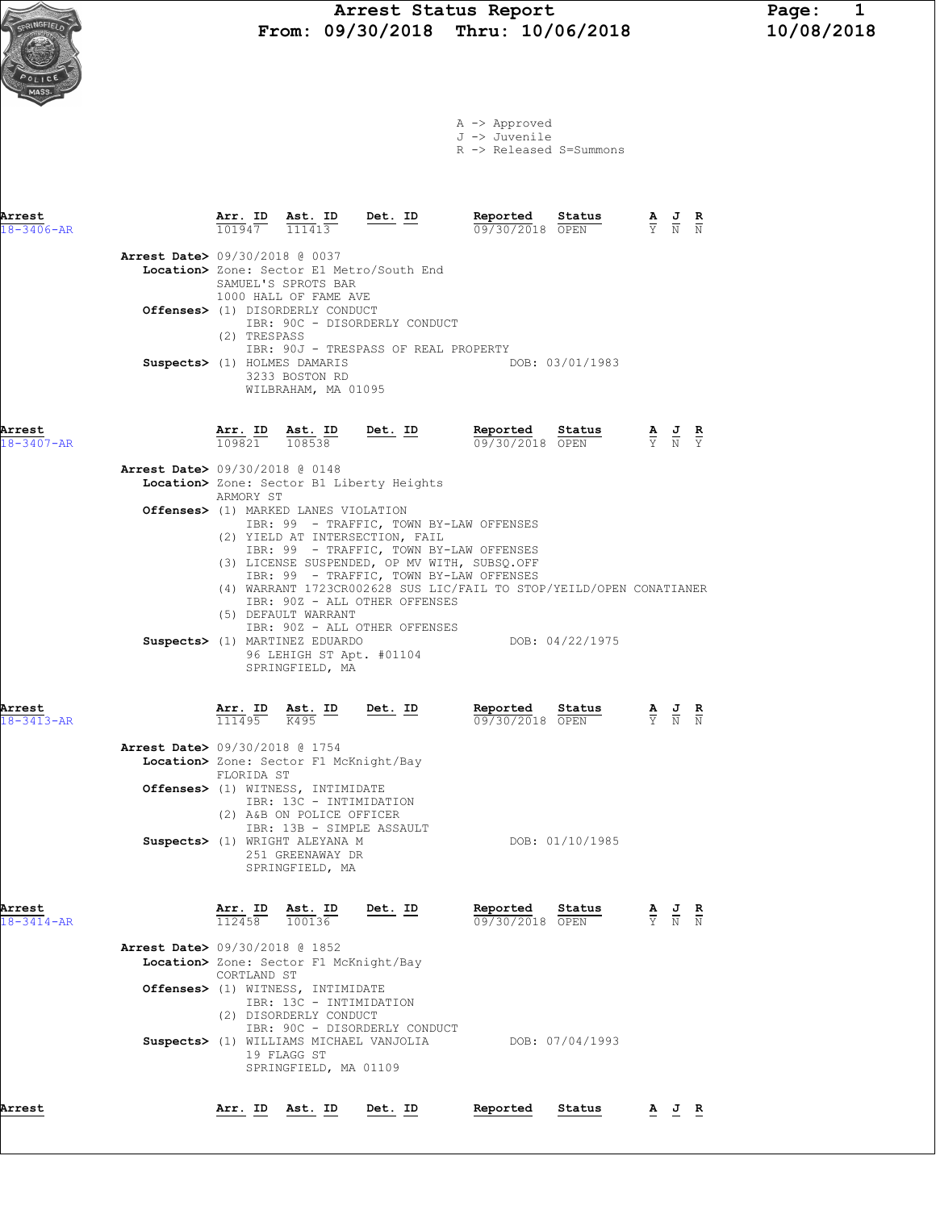# Arrest Status Report
**From: 09/30/2018 Thru: 10/06/2018**

10/08/2018

A -> Approved
J -> Juvenile
R -> Released S=Summons

---

| Arrest | Arr. ID | Ast. ID | Det. ID | Reported | Status | A | J | R |
|---|---|---|---|---|---|---|---|---|
| 18-3406-AR | 101947 | 111413 | | 09/30/2018 | OPEN | Y | N | N |

**Arrest Date>** 09/30/2018 @ 0037
**Location>** Zone: Sector E1 Metro/South End
SAMUEL'S SPROTS BAR
1000 HALL OF FAME AVE
**Offenses>** (1) DISORDERLY CONDUCT
IBR: 90C - DISORDERLY CONDUCT
(2) TRESPASS
IBR: 90J - TRESPASS OF REAL PROPERTY
**Suspects>** (1) HOLMES DAMARIS — DOB: 03/01/1983
3233 BOSTON RD
WILBRAHAM, MA 01095

---

| Arrest | Arr. ID | Ast. ID | Det. ID | Reported | Status | A | J | R |
|---|---|---|---|---|---|---|---|---|
| 18-3407-AR | 109821 | 108538 | | 09/30/2018 | OPEN | Y | N | Y |

**Arrest Date>** 09/30/2018 @ 0148
**Location>** Zone: Sector B1 Liberty Heights
ARMORY ST
**Offenses>** (1) MARKED LANES VIOLATION
IBR: 99 - TRAFFIC, TOWN BY-LAW OFFENSES
(2) YIELD AT INTERSECTION, FAIL
IBR: 99 - TRAFFIC, TOWN BY-LAW OFFENSES
(3) LICENSE SUSPENDED, OP MV WITH, SUBSQ.OFF
IBR: 99 - TRAFFIC, TOWN BY-LAW OFFENSES
(4) WARRANT 1723CR002628 SUS LIC/FAIL TO STOP/YEILD/OPEN CONATIANER
IBR: 90Z - ALL OTHER OFFENSES
(5) DEFAULT WARRANT
IBR: 90Z - ALL OTHER OFFENSES
**Suspects>** (1) MARTINEZ EDUARDO — DOB: 04/22/1975
96 LEHIGH ST Apt. #01104
SPRINGFIELD, MA

---

| Arrest | Arr. ID | Ast. ID | Det. ID | Reported | Status | A | J | R |
|---|---|---|---|---|---|---|---|---|
| 18-3413-AR | 111495 | K495 | | 09/30/2018 | OPEN | Y | N | N |

**Arrest Date>** 09/30/2018 @ 1754
**Location>** Zone: Sector F1 McKnight/Bay
FLORIDA ST
**Offenses>** (1) WITNESS, INTIMIDATE
IBR: 13C - INTIMIDATION
(2) A&B ON POLICE OFFICER
IBR: 13B - SIMPLE ASSAULT
**Suspects>** (1) WRIGHT ALEYANA M — DOB: 01/10/1985
251 GREENAWAY DR
SPRINGFIELD, MA

---

| Arrest | Arr. ID | Ast. ID | Det. ID | Reported | Status | A | J | R |
|---|---|---|---|---|---|---|---|---|
| 18-3414-AR | 112458 | 100136 | | 09/30/2018 | OPEN | Y | N | N |

**Arrest Date>** 09/30/2018 @ 1852
**Location>** Zone: Sector F1 McKnight/Bay
CORTLAND ST
**Offenses>** (1) WITNESS, INTIMIDATE
IBR: 13C - INTIMIDATION
(2) DISORDERLY CONDUCT
IBR: 90C - DISORDERLY CONDUCT
**Suspects>** (1) WILLIAMS MICHAEL VANJOLIA — DOB: 07/04/1993
19 FLAGG ST
SPRINGFIELD, MA 01109

---

| Arrest | Arr. ID | Ast. ID | Det. ID | Reported | Status | A | J | R |
|---|---|---|---|---|---|---|---|---|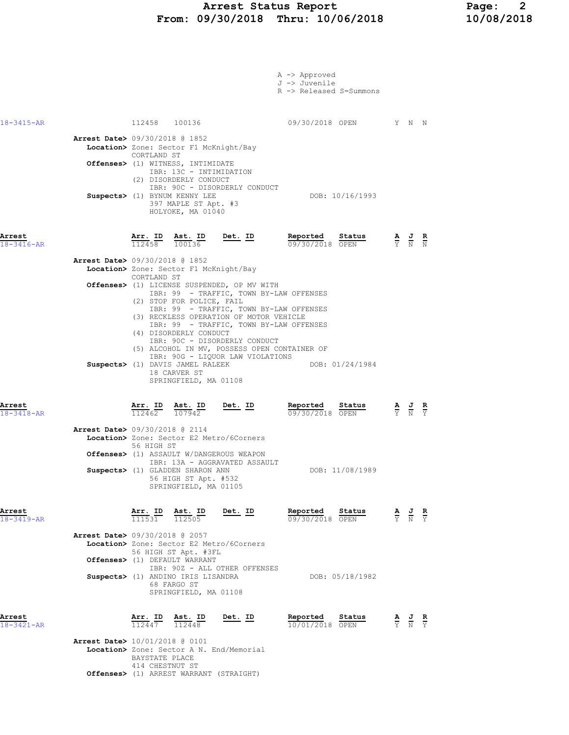A -> Approved
J -> Juvenile
R -> Released S=Summons

| | Arr. ID | Ast. ID | Det. ID | Reported | Status | A | J | R |
|---|---|---|---|---|---|---|---|---|
| 18-3415-AR | 112458 | 100136 | | 09/30/2018 | OPEN | Y | N | N |

**Arrest Date>** 09/30/2018 @ 1852
**Location>** Zone: Sector F1 McKnight/Bay
CORTLAND ST
**Offenses>** (1) WITNESS, INTIMIDATE
IBR: 13C - INTIMIDATION
(2) DISORDERLY CONDUCT
IBR: 90C - DISORDERLY CONDUCT
**Suspects>** (1) BYNUM KENNY LEE — DOB: 10/16/1993
397 MAPLE ST Apt. #3
HOLYOKE, MA 01040

| Arrest | Arr. ID | Ast. ID | Det. ID | Reported | Status | A | J | R |
|---|---|---|---|---|---|---|---|---|
| 18-3416-AR | 112458 | 100136 | | 09/30/2018 | OPEN | Y | N | N |

**Arrest Date>** 09/30/2018 @ 1852
**Location>** Zone: Sector F1 McKnight/Bay
CORTLAND ST
**Offenses>** (1) LICENSE SUSPENDED, OP MV WITH
IBR: 99 - TRAFFIC, TOWN BY-LAW OFFENSES
(2) STOP FOR POLICE, FAIL
IBR: 99 - TRAFFIC, TOWN BY-LAW OFFENSES
(3) RECKLESS OPERATION OF MOTOR VEHICLE
IBR: 99 - TRAFFIC, TOWN BY-LAW OFFENSES
(4) DISORDERLY CONDUCT
IBR: 90C - DISORDERLY CONDUCT
(5) ALCOHOL IN MV, POSSESS OPEN CONTAINER OF
IBR: 90G - LIQUOR LAW VIOLATIONS
**Suspects>** (1) DAVIS JAMEL RALEEK — DOB: 01/24/1984
18 CARVER ST
SPRINGFIELD, MA 01108

| Arrest | Arr. ID | Ast. ID | Det. ID | Reported | Status | A | J | R |
|---|---|---|---|---|---|---|---|---|
| 18-3418-AR | 112462 | 107942 | | 09/30/2018 | OPEN | Y | N | Y |

**Arrest Date>** 09/30/2018 @ 2114
**Location>** Zone: Sector E2 Metro/6Corners
56 HIGH ST
**Offenses>** (1) ASSAULT W/DANGEROUS WEAPON
IBR: 13A - AGGRAVATED ASSAULT
**Suspects>** (1) GLADDEN SHARON ANN — DOB: 11/08/1989
56 HIGH ST Apt. #532
SPRINGFIELD, MA 01105

| Arrest | Arr. ID | Ast. ID | Det. ID | Reported | Status | A | J | R |
|---|---|---|---|---|---|---|---|---|
| 18-3419-AR | 111531 | 112505 | | 09/30/2018 | OPEN | Y | N | Y |

**Arrest Date>** 09/30/2018 @ 2057
**Location>** Zone: Sector E2 Metro/6Corners
56 HIGH ST Apt. #3FL
**Offenses>** (1) DEFAULT WARRANT
IBR: 90Z - ALL OTHER OFFENSES
**Suspects>** (1) ANDINO IRIS LISANDRA — DOB: 05/18/1982
68 FARGO ST
SPRINGFIELD, MA 01108

| Arrest | Arr. ID | Ast. ID | Det. ID | Reported | Status | A | J | R |
|---|---|---|---|---|---|---|---|---|
| 18-3421-AR | 112447 | 112448 | | 10/01/2018 | OPEN | Y | N | Y |

**Arrest Date>** 10/01/2018 @ 0101
**Location>** Zone: Sector A N. End/Memorial
BAYSTATE PLACE
414 CHESTNUT ST
**Offenses>** (1) ARREST WARRANT (STRAIGHT)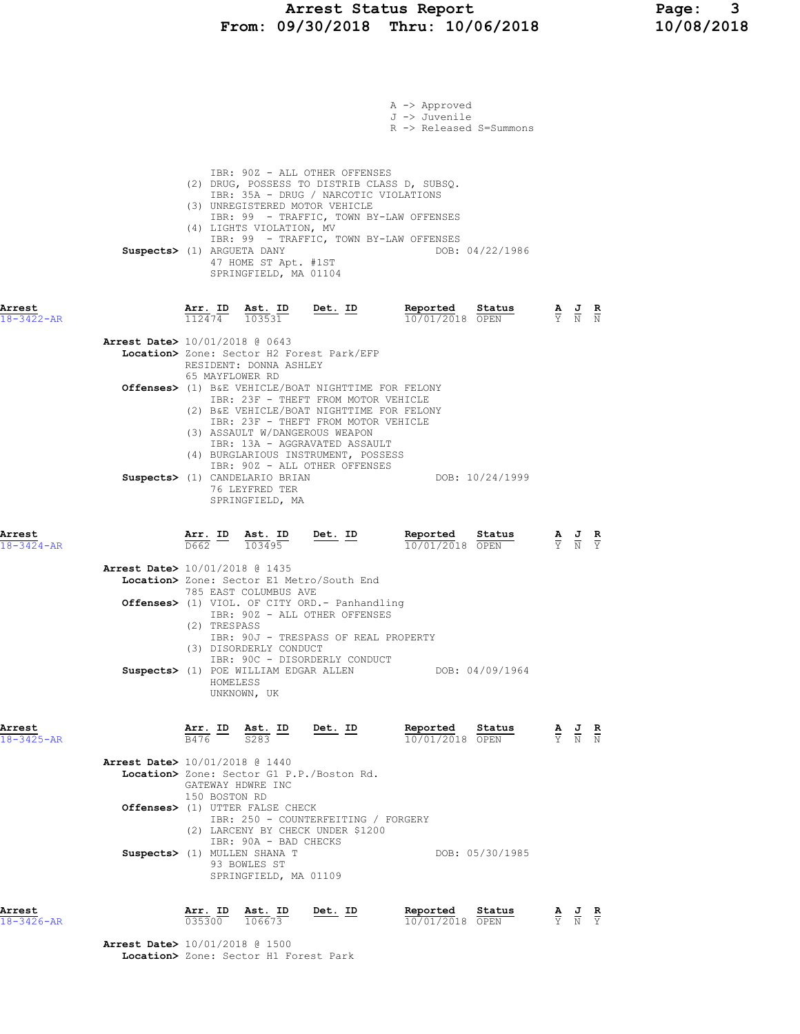A -> Approved
J -> Juvenile
R -> Released S=Summons

IBR: 90Z - ALL OTHER OFFENSES
(2) DRUG, POSSESS TO DISTRIB CLASS D, SUBSQ.
IBR: 35A - DRUG / NARCOTIC VIOLATIONS
(3) UNREGISTERED MOTOR VEHICLE
IBR: 99 - TRAFFIC, TOWN BY-LAW OFFENSES
(4) LIGHTS VIOLATION, MV
IBR: 99 - TRAFFIC, TOWN BY-LAW OFFENSES

**Suspects>** (1) ARGUETA DANY — DOB: 04/22/1986
47 HOME ST Apt. #1ST
SPRINGFIELD, MA 01104

| Arrest | Arr. ID | Ast. ID | Det. ID | Reported | Status | A | J | R |
|---|---|---|---|---|---|---|---|---|
| 18-3422-AR | 112474 | 103531 | | 10/01/2018 | OPEN | Y | N | N |

**Arrest Date>** 10/01/2018 @ 0643
**Location>** Zone: Sector H2 Forest Park/EFP
RESIDENT: DONNA ASHLEY
65 MAYFLOWER RD
**Offenses>** (1) B&E VEHICLE/BOAT NIGHTTIME FOR FELONY
IBR: 23F - THEFT FROM MOTOR VEHICLE
(2) B&E VEHICLE/BOAT NIGHTTIME FOR FELONY
IBR: 23F - THEFT FROM MOTOR VEHICLE
(3) ASSAULT W/DANGEROUS WEAPON
IBR: 13A - AGGRAVATED ASSAULT
(4) BURGLARIOUS INSTRUMENT, POSSESS
IBR: 90Z - ALL OTHER OFFENSES
**Suspects>** (1) CANDELARIO BRIAN — DOB: 10/24/1999
76 LEYFRED TER
SPRINGFIELD, MA

| Arrest | Arr. ID | Ast. ID | Det. ID | Reported | Status | A | J | R |
|---|---|---|---|---|---|---|---|---|
| 18-3424-AR | D662 | 103495 | | 10/01/2018 | OPEN | Y | N | Y |

**Arrest Date>** 10/01/2018 @ 1435
**Location>** Zone: Sector E1 Metro/South End
785 EAST COLUMBUS AVE
**Offenses>** (1) VIOL. OF CITY ORD.- Panhandling
IBR: 90Z - ALL OTHER OFFENSES
(2) TRESPASS
IBR: 90J - TRESPASS OF REAL PROPERTY
(3) DISORDERLY CONDUCT
IBR: 90C - DISORDERLY CONDUCT
**Suspects>** (1) POE WILLIAM EDGAR ALLEN — DOB: 04/09/1964
HOMELESS
UNKNOWN, UK

| Arrest | Arr. ID | Ast. ID | Det. ID | Reported | Status | A | J | R |
|---|---|---|---|---|---|---|---|---|
| 18-3425-AR | B476 | S283 | | 10/01/2018 | OPEN | Y | N | N |

**Arrest Date>** 10/01/2018 @ 1440
**Location>** Zone: Sector G1 P.P./Boston Rd.
GATEWAY HDWRE INC
150 BOSTON RD
**Offenses>** (1) UTTER FALSE CHECK
IBR: 250 - COUNTERFEITING / FORGERY
(2) LARCENY BY CHECK UNDER $1200
IBR: 90A - BAD CHECKS
**Suspects>** (1) MULLEN SHANA T — DOB: 05/30/1985
93 BOWLES ST
SPRINGFIELD, MA 01109

| Arrest | Arr. ID | Ast. ID | Det. ID | Reported | Status | A | J | R |
|---|---|---|---|---|---|---|---|---|
| 18-3426-AR | 035300 | 106673 | | 10/01/2018 | OPEN | Y | N | Y |

**Arrest Date>** 10/01/2018 @ 1500
**Location>** Zone: Sector H1 Forest Park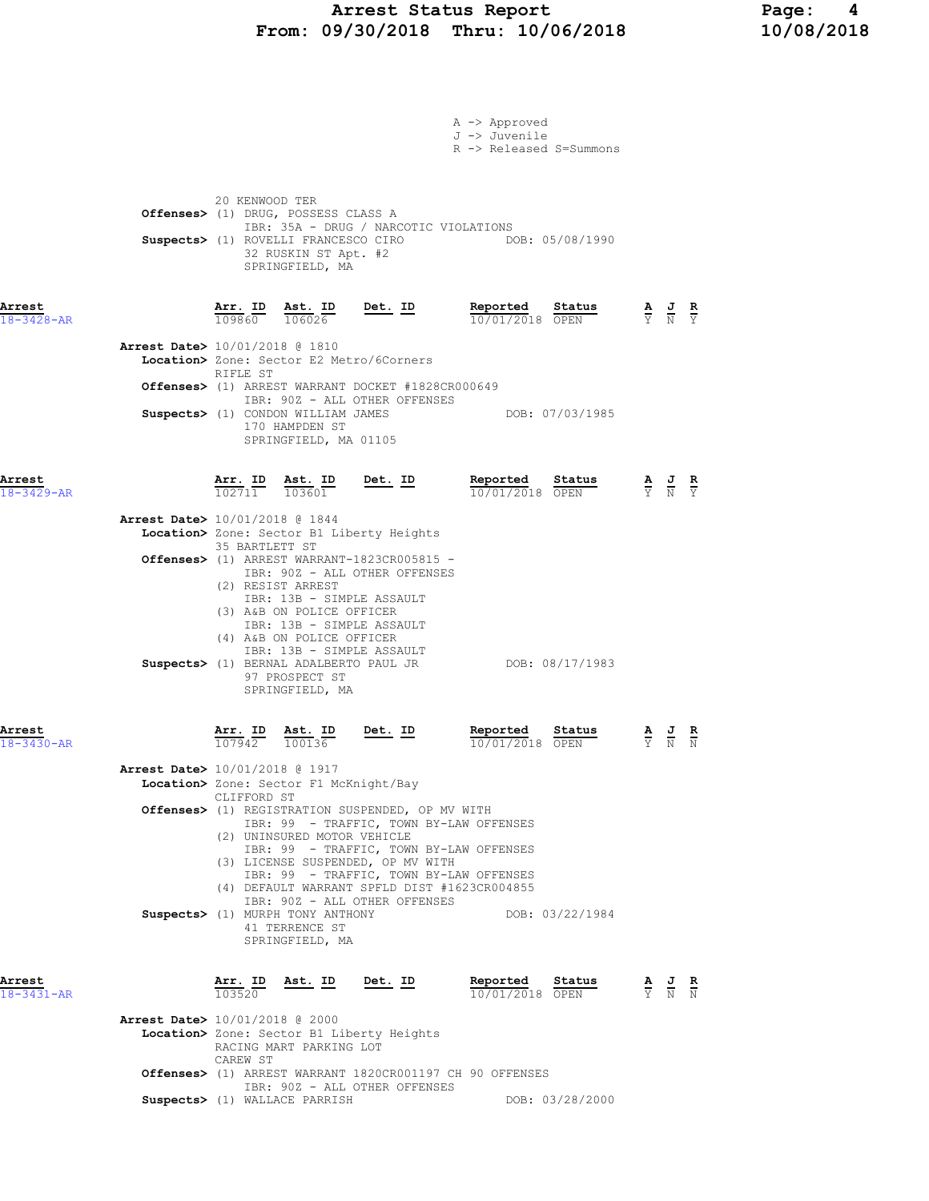A -> Approved
J -> Juvenile
R -> Released S=Summons

20 KENWOOD TER
**Offenses>** (1) DRUG, POSSESS CLASS A
IBR: 35A - DRUG / NARCOTIC VIOLATIONS
**Suspects>** (1) ROVELLI FRANCESCO CIRO — DOB: 05/08/1990
32 RUSKIN ST Apt. #2
SPRINGFIELD, MA

---

**Arrest 18-3428-AR**

| Arr. ID | Ast. ID | Det. ID | Reported | Status | A | J | R |
|---|---|---|---|---|---|---|---|
| 109860 | 106026 | | 10/01/2018 | OPEN | Y | N | Y |

**Arrest Date>** 10/01/2018 @ 1810
**Location>** Zone: Sector E2 Metro/6Corners
RIFLE ST
**Offenses>** (1) ARREST WARRANT DOCKET #1828CR000649
IBR: 90Z - ALL OTHER OFFENSES
**Suspects>** (1) CONDON WILLIAM JAMES — DOB: 07/03/1985
170 HAMPDEN ST
SPRINGFIELD, MA 01105

---

**Arrest 18-3429-AR**

| Arr. ID | Ast. ID | Det. ID | Reported | Status | A | J | R |
|---|---|---|---|---|---|---|---|
| 102711 | 103601 | | 10/01/2018 | OPEN | Y | N | Y |

**Arrest Date>** 10/01/2018 @ 1844
**Location>** Zone: Sector B1 Liberty Heights
35 BARTLETT ST
**Offenses>** (1) ARREST WARRANT-1823CR005815 -
IBR: 90Z - ALL OTHER OFFENSES
(2) RESIST ARREST
IBR: 13B - SIMPLE ASSAULT
(3) A&B ON POLICE OFFICER
IBR: 13B - SIMPLE ASSAULT
(4) A&B ON POLICE OFFICER
IBR: 13B - SIMPLE ASSAULT
**Suspects>** (1) BERNAL ADALBERTO PAUL JR — DOB: 08/17/1983
97 PROSPECT ST
SPRINGFIELD, MA

---

**Arrest 18-3430-AR**

| Arr. ID | Ast. ID | Det. ID | Reported | Status | A | J | R |
|---|---|---|---|---|---|---|---|
| 107942 | 100136 | | 10/01/2018 | OPEN | Y | N | N |

**Arrest Date>** 10/01/2018 @ 1917
**Location>** Zone: Sector F1 McKnight/Bay
CLIFFORD ST
**Offenses>** (1) REGISTRATION SUSPENDED, OP MV WITH
IBR: 99 - TRAFFIC, TOWN BY-LAW OFFENSES
(2) UNINSURED MOTOR VEHICLE
IBR: 99 - TRAFFIC, TOWN BY-LAW OFFENSES
(3) LICENSE SUSPENDED, OP MV WITH
IBR: 99 - TRAFFIC, TOWN BY-LAW OFFENSES
(4) DEFAULT WARRANT SPFLD DIST #1623CR004855
IBR: 90Z - ALL OTHER OFFENSES
**Suspects>** (1) MURPH TONY ANTHONY — DOB: 03/22/1984
41 TERRENCE ST
SPRINGFIELD, MA

---

**Arrest 18-3431-AR**

| Arr. ID | Ast. ID | Det. ID | Reported | Status | A | J | R |
|---|---|---|---|---|---|---|---|
| 103520 | | | 10/01/2018 | OPEN | Y | N | N |

**Arrest Date>** 10/01/2018 @ 2000
**Location>** Zone: Sector B1 Liberty Heights
RACING MART PARKING LOT
CAREW ST
**Offenses>** (1) ARREST WARRANT 1820CR001197 CH 90 OFFENSES
IBR: 90Z - ALL OTHER OFFENSES
**Suspects>** (1) WALLACE PARRISH — DOB: 03/28/2000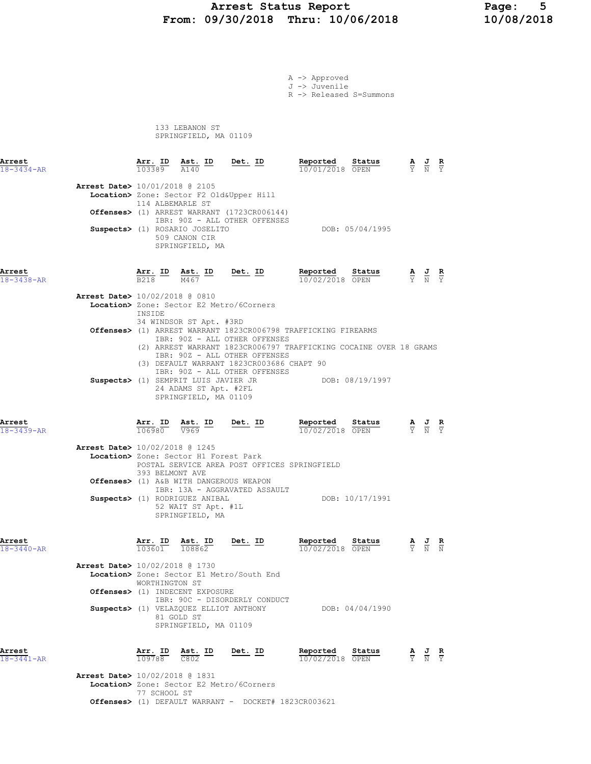A -> Approved
J -> Juvenile
R -> Released S=Summons

133 LEBANON ST
SPRINGFIELD, MA 01109

**Arrest** 18-3434-AR

| Arr. ID | Ast. ID | Det. ID | Reported | Status | A | J | R |
|---|---|---|---|---|---|---|---|
| 103389 | A140 | | 10/01/2018 | OPEN | Y | N | Y |

**Arrest Date>** 10/01/2018 @ 2105
**Location>** Zone: Sector F2 Old&Upper Hill
114 ALBEMARLE ST
**Offenses>** (1) ARREST WARRANT (1723CR006144)
IBR: 90Z - ALL OTHER OFFENSES
**Suspects>** (1) ROSARIO JOSELITO DOB: 05/04/1995
509 CANON CIR
SPRINGFIELD, MA

**Arrest** 18-3438-AR

| Arr. ID | Ast. ID | Det. ID | Reported | Status | A | J | R |
|---|---|---|---|---|---|---|---|
| B218 | M467 | | 10/02/2018 | OPEN | Y | N | Y |

**Arrest Date>** 10/02/2018 @ 0810
**Location>** Zone: Sector E2 Metro/6Corners
INSIDE
34 WINDSOR ST Apt. #3RD
**Offenses>** (1) ARREST WARRANT 1823CR006798 TRAFFICKING FIREARMS
IBR: 90Z - ALL OTHER OFFENSES
(2) ARREST WARRANT 1823CR006797 TRAFFICKING COCAINE OVER 18 GRAMS
IBR: 90Z - ALL OTHER OFFENSES
(3) DEFAULT WARRANT 1823CR003686 CHAPT 90
IBR: 90Z - ALL OTHER OFFENSES
**Suspects>** (1) SEMPRIT LUIS JAVIER JR DOB: 08/19/1997
24 ADAMS ST Apt. #2FL
SPRINGFIELD, MA 01109

**Arrest** 18-3439-AR

| Arr. ID | Ast. ID | Det. ID | Reported | Status | A | J | R |
|---|---|---|---|---|---|---|---|
| 106980 | V969 | | 10/02/2018 | OPEN | Y | N | Y |

**Arrest Date>** 10/02/2018 @ 1245
**Location>** Zone: Sector H1 Forest Park
POSTAL SERVICE AREA POST OFFICES SPRINGFIELD
393 BELMONT AVE
**Offenses>** (1) A&B WITH DANGEROUS WEAPON
IBR: 13A - AGGRAVATED ASSAULT
**Suspects>** (1) RODRIGUEZ ANIBAL DOB: 10/17/1991
52 WAIT ST Apt. #1L
SPRINGFIELD, MA

**Arrest** 18-3440-AR

| Arr. ID | Ast. ID | Det. ID | Reported | Status | A | J | R |
|---|---|---|---|---|---|---|---|
| 103601 | 108862 | | 10/02/2018 | OPEN | Y | N | N |

**Arrest Date>** 10/02/2018 @ 1730
**Location>** Zone: Sector E1 Metro/South End
WORTHINGTON ST
**Offenses>** (1) INDECENT EXPOSURE
IBR: 90C - DISORDERLY CONDUCT
**Suspects>** (1) VELAZQUEZ ELLIOT ANTHONY DOB: 04/04/1990
81 GOLD ST
SPRINGFIELD, MA 01109

**Arrest** 18-3441-AR

| Arr. ID | Ast. ID | Det. ID | Reported | Status | A | J | R |
|---|---|---|---|---|---|---|---|
| 109788 | C802 | | 10/02/2018 | OPEN | Y | N | Y |

**Arrest Date>** 10/02/2018 @ 1831
**Location>** Zone: Sector E2 Metro/6Corners
77 SCHOOL ST
**Offenses>** (1) DEFAULT WARRANT - DOCKET# 1823CR003621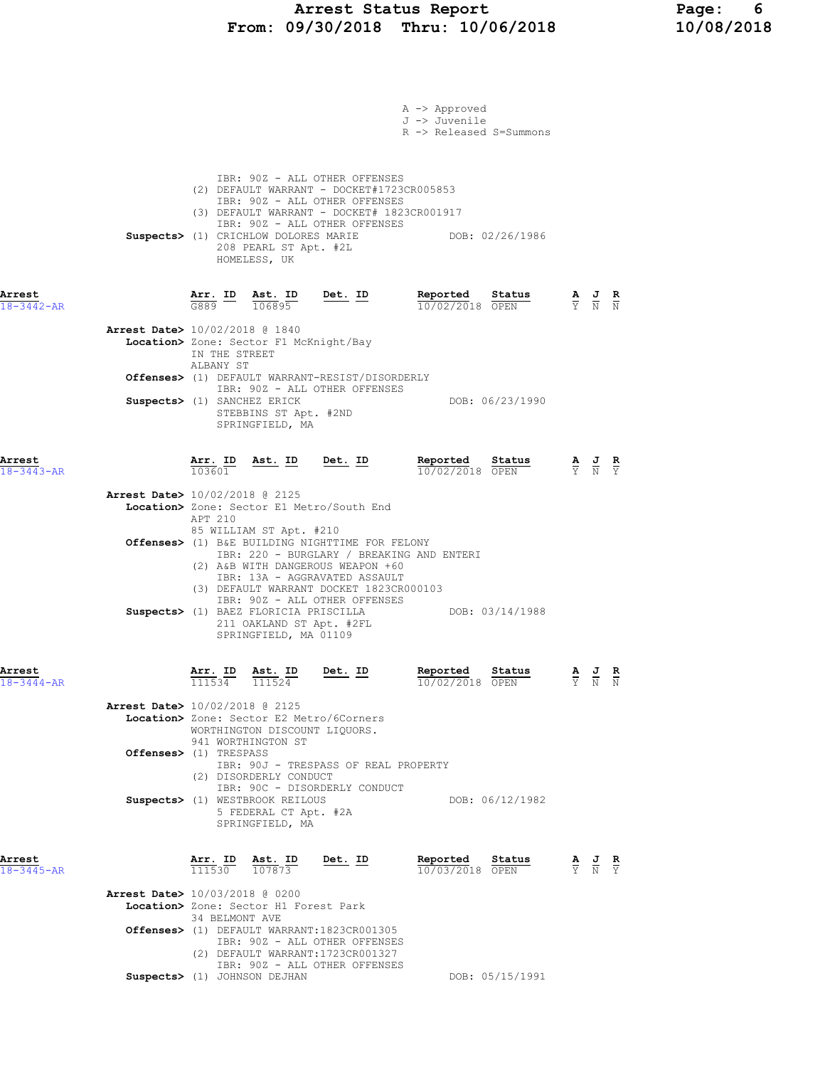A -> Approved
J -> Juvenile
R -> Released S=Summons

IBR: 90Z - ALL OTHER OFFENSES
(2) DEFAULT WARRANT - DOCKET#1723CR005853
IBR: 90Z - ALL OTHER OFFENSES
(3) DEFAULT WARRANT - DOCKET# 1823CR001917
IBR: 90Z - ALL OTHER OFFENSES

**Suspects>** (1) CRICHLOW DOLORES MARIE DOB: 02/26/1986
208 PEARL ST Apt. #2L
HOMELESS, UK

---

**Arrest** 18-3442-AR

| Arr. ID | Ast. ID | Det. ID | Reported | Status | A | J | R |
|---|---|---|---|---|---|---|---|
| G889 | 106895 | | 10/02/2018 | OPEN | Y | N | N |

**Arrest Date>** 10/02/2018 @ 1840
**Location>** Zone: Sector F1 McKnight/Bay
IN THE STREET
ALBANY ST
**Offenses>** (1) DEFAULT WARRANT-RESIST/DISORDERLY
IBR: 90Z - ALL OTHER OFFENSES
**Suspects>** (1) SANCHEZ ERICK DOB: 06/23/1990
STEBBINS ST Apt. #2ND
SPRINGFIELD, MA

---

**Arrest** 18-3443-AR

| Arr. ID | Ast. ID | Det. ID | Reported | Status | A | J | R |
|---|---|---|---|---|---|---|---|
| 103601 | | | 10/02/2018 | OPEN | Y | N | Y |

**Arrest Date>** 10/02/2018 @ 2125
**Location>** Zone: Sector E1 Metro/South End
APT 210
85 WILLIAM ST Apt. #210
**Offenses>** (1) B&E BUILDING NIGHTTIME FOR FELONY
IBR: 220 - BURGLARY / BREAKING AND ENTERI
(2) A&B WITH DANGEROUS WEAPON +60
IBR: 13A - AGGRAVATED ASSAULT
(3) DEFAULT WARRANT DOCKET 1823CR000103
IBR: 90Z - ALL OTHER OFFENSES
**Suspects>** (1) BAEZ FLORICIA PRISCILLA DOB: 03/14/1988
211 OAKLAND ST Apt. #2FL
SPRINGFIELD, MA 01109

---

**Arrest** 18-3444-AR

| Arr. ID | Ast. ID | Det. ID | Reported | Status | A | J | R |
|---|---|---|---|---|---|---|---|
| 111534 | 111524 | | 10/02/2018 | OPEN | Y | N | N |

**Arrest Date>** 10/02/2018 @ 2125
**Location>** Zone: Sector E2 Metro/6Corners
WORTHINGTON DISCOUNT LIQUORS.
941 WORTHINGTON ST
**Offenses>** (1) TRESPASS
IBR: 90J - TRESPASS OF REAL PROPERTY
(2) DISORDERLY CONDUCT
IBR: 90C - DISORDERLY CONDUCT
**Suspects>** (1) WESTBROOK REILOUS DOB: 06/12/1982
5 FEDERAL CT Apt. #2A
SPRINGFIELD, MA

---

**Arrest** 18-3445-AR

| Arr. ID | Ast. ID | Det. ID | Reported | Status | A | J | R |
|---|---|---|---|---|---|---|---|
| 111530 | 107873 | | 10/03/2018 | OPEN | Y | N | Y |

**Arrest Date>** 10/03/2018 @ 0200
**Location>** Zone: Sector H1 Forest Park
34 BELMONT AVE
**Offenses>** (1) DEFAULT WARRANT:1823CR001305
IBR: 90Z - ALL OTHER OFFENSES
(2) DEFAULT WARRANT:1723CR001327
IBR: 90Z - ALL OTHER OFFENSES
**Suspects>** (1) JOHNSON DEJHAN DOB: 05/15/1991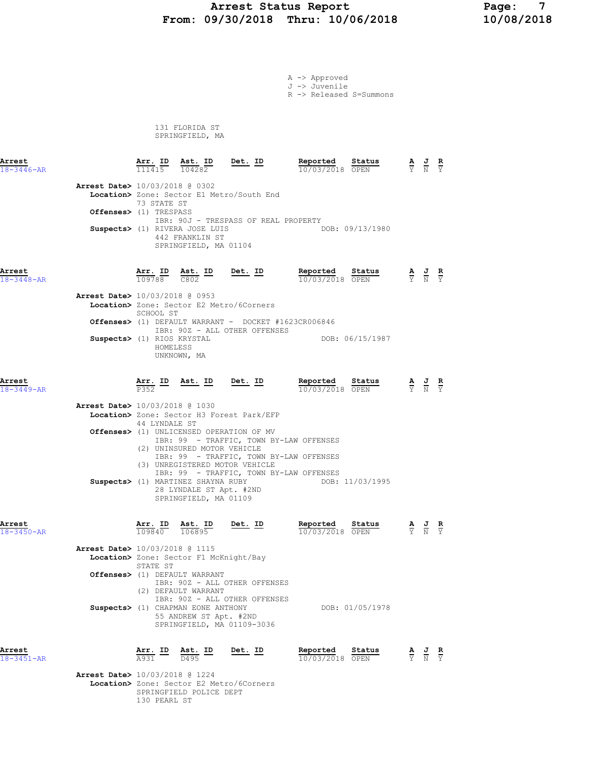A -> Approved
J -> Juvenile
R -> Released S=Summons

131 FLORIDA ST
SPRINGFIELD, MA

**Arrest** 18-3446-AR

| Arr. ID | Ast. ID | Det. ID | Reported | Status | A | J | R |
|---|---|---|---|---|---|---|---|
| 111415 | 104282 | | 10/03/2018 | OPEN | Y | N | Y |

**Arrest Date>** 10/03/2018 @ 0302
**Location>** Zone: Sector E1 Metro/South End
73 STATE ST
**Offenses>** (1) TRESPASS
IBR: 90J - TRESPASS OF REAL PROPERTY
**Suspects>** (1) RIVERA JOSE LUIS DOB: 09/13/1980
442 FRANKLIN ST
SPRINGFIELD, MA 01104

**Arrest** 18-3448-AR

| Arr. ID | Ast. ID | Det. ID | Reported | Status | A | J | R |
|---|---|---|---|---|---|---|---|
| 109788 | C802 | | 10/03/2018 | OPEN | Y | N | Y |

**Arrest Date>** 10/03/2018 @ 0953
**Location>** Zone: Sector E2 Metro/6Corners
SCHOOL ST
**Offenses>** (1) DEFAULT WARRANT - DOCKET #1623CR006846
IBR: 90Z - ALL OTHER OFFENSES
**Suspects>** (1) RIOS KRYSTAL DOB: 06/15/1987
HOMELESS
UNKNOWN, MA

**Arrest** 18-3449-AR

| Arr. ID | Ast. ID | Det. ID | Reported | Status | A | J | R |
|---|---|---|---|---|---|---|---|
| P352 | | | 10/03/2018 | OPEN | Y | N | Y |

**Arrest Date>** 10/03/2018 @ 1030
**Location>** Zone: Sector H3 Forest Park/EFP
44 LYNDALE ST
**Offenses>** (1) UNLICENSED OPERATION OF MV
IBR: 99 - TRAFFIC, TOWN BY-LAW OFFENSES
(2) UNINSURED MOTOR VEHICLE
IBR: 99 - TRAFFIC, TOWN BY-LAW OFFENSES
(3) UNREGISTERED MOTOR VEHICLE
IBR: 99 - TRAFFIC, TOWN BY-LAW OFFENSES
**Suspects>** (1) MARTINEZ SHAYNA RUBY DOB: 11/03/1995
28 LYNDALE ST Apt. #2ND
SPRINGFIELD, MA 01109

**Arrest** 18-3450-AR

| Arr. ID | Ast. ID | Det. ID | Reported | Status | A | J | R |
|---|---|---|---|---|---|---|---|
| 109840 | 106895 | | 10/03/2018 | OPEN | Y | N | Y |

**Arrest Date>** 10/03/2018 @ 1115
**Location>** Zone: Sector F1 McKnight/Bay
STATE ST
**Offenses>** (1) DEFAULT WARRANT
IBR: 90Z - ALL OTHER OFFENSES
(2) DEFAULT WARRANT
IBR: 90Z - ALL OTHER OFFENSES
**Suspects>** (1) CHAPMAN EONE ANTHONY DOB: 01/05/1978
55 ANDREW ST Apt. #2ND
SPRINGFIELD, MA 01109-3036

**Arrest** 18-3451-AR

| Arr. ID | Ast. ID | Det. ID | Reported | Status | A | J | R |
|---|---|---|---|---|---|---|---|
| A931 | D495 | | 10/03/2018 | OPEN | Y | N | Y |

**Arrest Date>** 10/03/2018 @ 1224
**Location>** Zone: Sector E2 Metro/6Corners
SPRINGFIELD POLICE DEPT
130 PEARL ST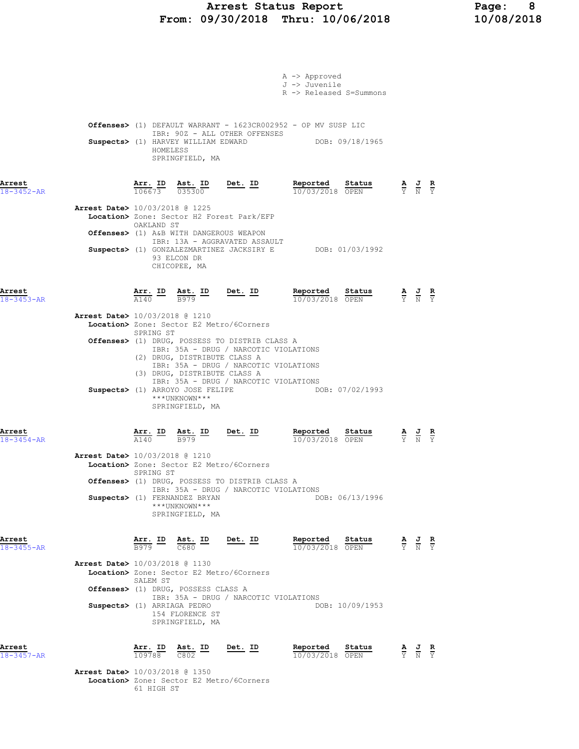A -> Approved
J -> Juvenile
R -> Released S=Summons

**Offenses>** (1) DEFAULT WARRANT - 1623CR002952 - OP MV SUSP LIC
IBR: 90Z - ALL OTHER OFFENSES
**Suspects>** (1) HARVEY WILLIAM EDWARD DOB: 09/18/1965
HOMELESS
SPRINGFIELD, MA

| Arrest | Arr. ID | Ast. ID | Det. ID | Reported | Status | A | J | R |
|---|---|---|---|---|---|---|---|---|
| 18-3452-AR | 106673 | 035300 | | 10/03/2018 | OPEN | Y | N | Y |

**Arrest Date>** 10/03/2018 @ 1225
**Location>** Zone: Sector H2 Forest Park/EFP
OAKLAND ST
**Offenses>** (1) A&B WITH DANGEROUS WEAPON
IBR: 13A - AGGRAVATED ASSAULT
**Suspects>** (1) GONZALEZMARTINEZ JACKSIRY E DOB: 01/03/1992
93 ELCON DR
CHICOPEE, MA

| Arrest | Arr. ID | Ast. ID | Det. ID | Reported | Status | A | J | R |
|---|---|---|---|---|---|---|---|---|
| 18-3453-AR | A140 | B979 | | 10/03/2018 | OPEN | Y | N | Y |

**Arrest Date>** 10/03/2018 @ 1210
**Location>** Zone: Sector E2 Metro/6Corners
SPRING ST
**Offenses>** (1) DRUG, POSSESS TO DISTRIB CLASS A
IBR: 35A - DRUG / NARCOTIC VIOLATIONS
(2) DRUG, DISTRIBUTE CLASS A
IBR: 35A - DRUG / NARCOTIC VIOLATIONS
(3) DRUG, DISTRIBUTE CLASS A
IBR: 35A - DRUG / NARCOTIC VIOLATIONS
**Suspects>** (1) ARROYO JOSE FELIPE DOB: 07/02/1993
***UNKNOWN***
SPRINGFIELD, MA

| Arrest | Arr. ID | Ast. ID | Det. ID | Reported | Status | A | J | R |
|---|---|---|---|---|---|---|---|---|
| 18-3454-AR | A140 | B979 | | 10/03/2018 | OPEN | Y | N | Y |

**Arrest Date>** 10/03/2018 @ 1210
**Location>** Zone: Sector E2 Metro/6Corners
SPRING ST
**Offenses>** (1) DRUG, POSSESS TO DISTRIB CLASS A
IBR: 35A - DRUG / NARCOTIC VIOLATIONS
**Suspects>** (1) FERNANDEZ BRYAN DOB: 06/13/1996
***UNKNOWN***
SPRINGFIELD, MA

| Arrest | Arr. ID | Ast. ID | Det. ID | Reported | Status | A | J | R |
|---|---|---|---|---|---|---|---|---|
| 18-3455-AR | B979 | C680 | | 10/03/2018 | OPEN | Y | N | Y |

**Arrest Date>** 10/03/2018 @ 1130
**Location>** Zone: Sector E2 Metro/6Corners
SALEM ST
**Offenses>** (1) DRUG, POSSESS CLASS A
IBR: 35A - DRUG / NARCOTIC VIOLATIONS
**Suspects>** (1) ARRIAGA PEDRO DOB: 10/09/1953
154 FLORENCE ST
SPRINGFIELD, MA

| Arrest | Arr. ID | Ast. ID | Det. ID | Reported | Status | A | J | R |
|---|---|---|---|---|---|---|---|---|
| 18-3457-AR | 109788 | C802 | | 10/03/2018 | OPEN | Y | N | Y |

**Arrest Date>** 10/03/2018 @ 1350
**Location>** Zone: Sector E2 Metro/6Corners
61 HIGH ST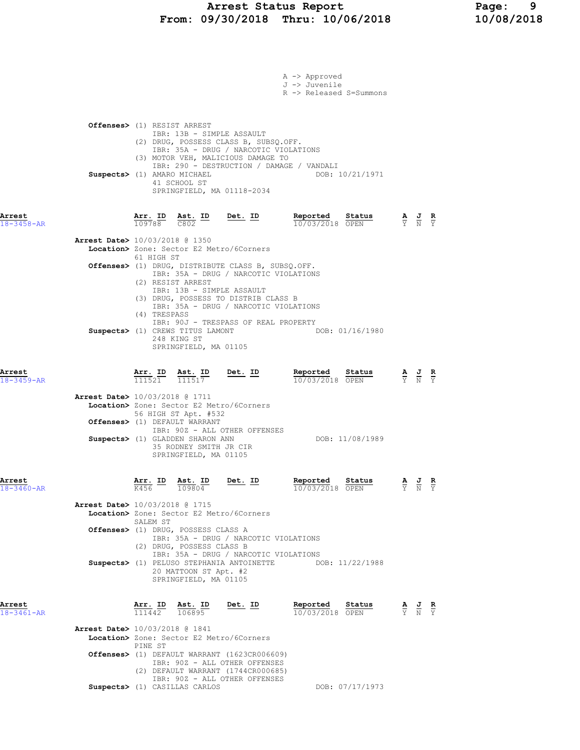A -> Approved
J -> Juvenile
R -> Released S=Summons

**Offenses>** (1) RESIST ARREST
IBR: 13B - SIMPLE ASSAULT
(2) DRUG, POSSESS CLASS B, SUBSQ.OFF.
IBR: 35A - DRUG / NARCOTIC VIOLATIONS
(3) MOTOR VEH, MALICIOUS DAMAGE TO
IBR: 290 - DESTRUCTION / DAMAGE / VANDALI
**Suspects>** (1) AMARO MICHAEL — DOB: 10/21/1971
41 SCHOOL ST
SPRINGFIELD, MA 01118-2034

| Arrest | Arr. ID | Ast. ID | Det. ID | Reported | Status | A | J | R |
|---|---|---|---|---|---|---|---|---|
| 18-3458-AR | 109788 | C802 | | 10/03/2018 | OPEN | Y | N | Y |

**Arrest Date>** 10/03/2018 @ 1350
**Location>** Zone: Sector E2 Metro/6Corners
61 HIGH ST
**Offenses>** (1) DRUG, DISTRIBUTE CLASS B, SUBSQ.OFF.
IBR: 35A - DRUG / NARCOTIC VIOLATIONS
(2) RESIST ARREST
IBR: 13B - SIMPLE ASSAULT
(3) DRUG, POSSESS TO DISTRIB CLASS B
IBR: 35A - DRUG / NARCOTIC VIOLATIONS
(4) TRESPASS
IBR: 90J - TRESPASS OF REAL PROPERTY
**Suspects>** (1) CREWS TITUS LAMONT — DOB: 01/16/1980
248 KING ST
SPRINGFIELD, MA 01105

| Arrest | Arr. ID | Ast. ID | Det. ID | Reported | Status | A | J | R |
|---|---|---|---|---|---|---|---|---|
| 18-3459-AR | 111521 | 111517 | | 10/03/2018 | OPEN | Y | N | Y |

**Arrest Date>** 10/03/2018 @ 1711
**Location>** Zone: Sector E2 Metro/6Corners
56 HIGH ST Apt. #532
**Offenses>** (1) DEFAULT WARRANT
IBR: 90Z - ALL OTHER OFFENSES
**Suspects>** (1) GLADDEN SHARON ANN — DOB: 11/08/1989
35 RODNEY SMITH JR CIR
SPRINGFIELD, MA 01105

| Arrest | Arr. ID | Ast. ID | Det. ID | Reported | Status | A | J | R |
|---|---|---|---|---|---|---|---|---|
| 18-3460-AR | K456 | 109804 | | 10/03/2018 | OPEN | Y | N | Y |

**Arrest Date>** 10/03/2018 @ 1715
**Location>** Zone: Sector E2 Metro/6Corners
SALEM ST
**Offenses>** (1) DRUG, POSSESS CLASS A
IBR: 35A - DRUG / NARCOTIC VIOLATIONS
(2) DRUG, POSSESS CLASS B
IBR: 35A - DRUG / NARCOTIC VIOLATIONS
**Suspects>** (1) PELUSO STEPHANIA ANTOINETTE — DOB: 11/22/1988
20 MATTOON ST Apt. #2
SPRINGFIELD, MA 01105

| Arrest | Arr. ID | Ast. ID | Det. ID | Reported | Status | A | J | R |
|---|---|---|---|---|---|---|---|---|
| 18-3461-AR | 111442 | 106895 | | 10/03/2018 | OPEN | Y | N | Y |

**Arrest Date>** 10/03/2018 @ 1841
**Location>** Zone: Sector E2 Metro/6Corners
PINE ST
**Offenses>** (1) DEFAULT WARRANT (1623CR006609)
IBR: 90Z - ALL OTHER OFFENSES
(2) DEFAULT WARRANT (1744CR000685)
IBR: 90Z - ALL OTHER OFFENSES
**Suspects>** (1) CASILLAS CARLOS — DOB: 07/17/1973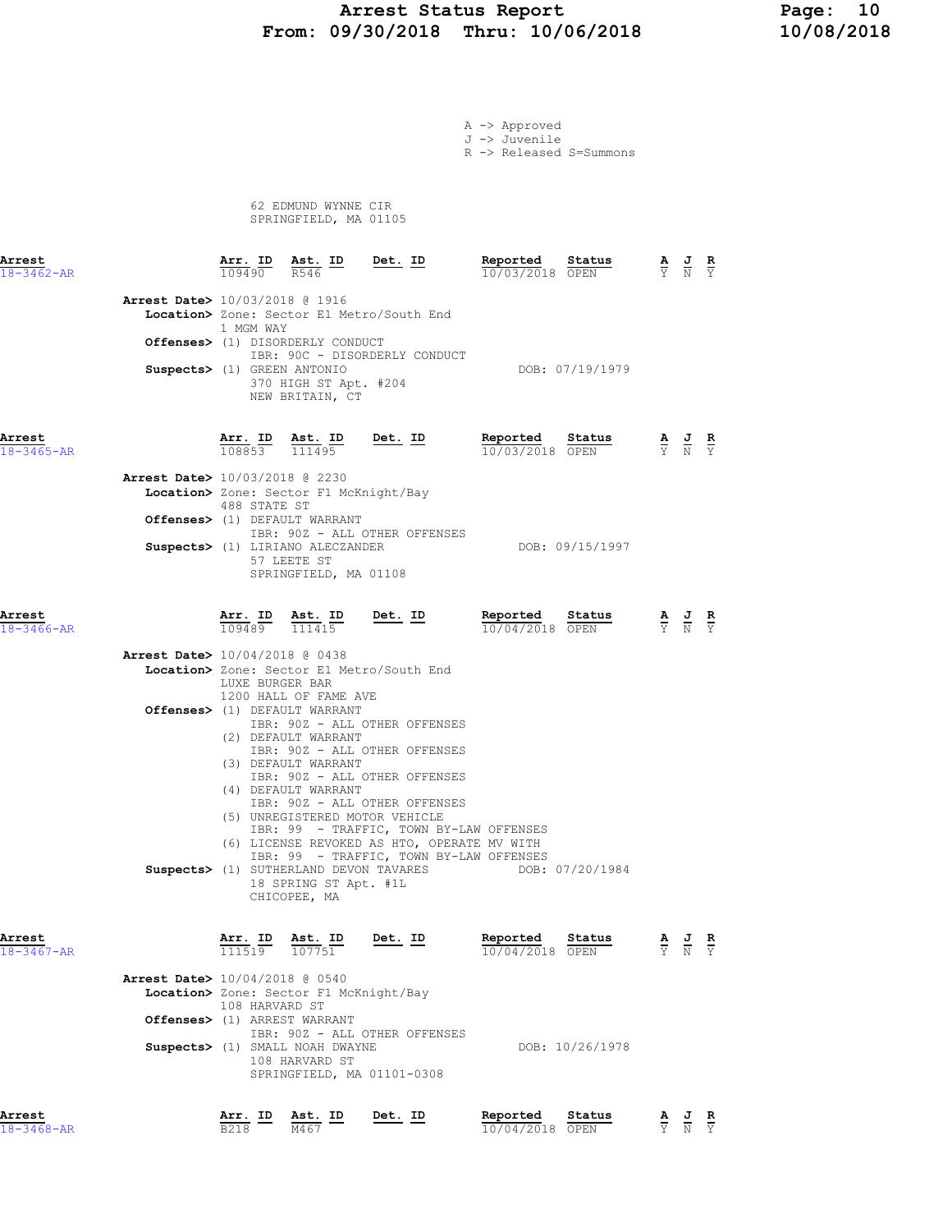A -> Approved
J -> Juvenile
R -> Released S=Summons

62 EDMUND WYNNE CIR
SPRINGFIELD, MA 01105

| Arrest | Arr. ID | Ast. ID | Det. ID | Reported | Status | A | J | R |
|---|---|---|---|---|---|---|---|---|
| 18-3462-AR | 109490 | R546 | | 10/03/2018 | OPEN | Y | N | Y |

**Arrest Date>** 10/03/2018 @ 1916
**Location>** Zone: Sector E1 Metro/South End
1 MGM WAY
**Offenses>** (1) DISORDERLY CONDUCT
IBR: 90C - DISORDERLY CONDUCT
**Suspects>** (1) GREEN ANTONIO — DOB: 07/19/1979
370 HIGH ST Apt. #204
NEW BRITAIN, CT

| Arrest | Arr. ID | Ast. ID | Det. ID | Reported | Status | A | J | R |
|---|---|---|---|---|---|---|---|---|
| 18-3465-AR | 108853 | 111495 | | 10/03/2018 | OPEN | Y | N | Y |

**Arrest Date>** 10/03/2018 @ 2230
**Location>** Zone: Sector F1 McKnight/Bay
488 STATE ST
**Offenses>** (1) DEFAULT WARRANT
IBR: 90Z - ALL OTHER OFFENSES
**Suspects>** (1) LIRIANO ALECZANDER — DOB: 09/15/1997
57 LEETE ST
SPRINGFIELD, MA 01108

| Arrest | Arr. ID | Ast. ID | Det. ID | Reported | Status | A | J | R |
|---|---|---|---|---|---|---|---|---|
| 18-3466-AR | 109489 | 111415 | | 10/04/2018 | OPEN | Y | N | Y |

**Arrest Date>** 10/04/2018 @ 0438
**Location>** Zone: Sector E1 Metro/South End
LUXE BURGER BAR
1200 HALL OF FAME AVE
**Offenses>** (1) DEFAULT WARRANT
IBR: 90Z - ALL OTHER OFFENSES
(2) DEFAULT WARRANT
IBR: 90Z - ALL OTHER OFFENSES
(3) DEFAULT WARRANT
IBR: 90Z - ALL OTHER OFFENSES
(4) DEFAULT WARRANT
IBR: 90Z - ALL OTHER OFFENSES
(5) UNREGISTERED MOTOR VEHICLE
IBR: 99 - TRAFFIC, TOWN BY-LAW OFFENSES
(6) LICENSE REVOKED AS HTO, OPERATE MV WITH
IBR: 99 - TRAFFIC, TOWN BY-LAW OFFENSES
**Suspects>** (1) SUTHERLAND DEVON TAVARES — DOB: 07/20/1984
18 SPRING ST Apt. #1L
CHICOPEE, MA

| Arrest | Arr. ID | Ast. ID | Det. ID | Reported | Status | A | J | R |
|---|---|---|---|---|---|---|---|---|
| 18-3467-AR | 111519 | 107751 | | 10/04/2018 | OPEN | Y | N | Y |

**Arrest Date>** 10/04/2018 @ 0540
**Location>** Zone: Sector F1 McKnight/Bay
108 HARVARD ST
**Offenses>** (1) ARREST WARRANT
IBR: 90Z - ALL OTHER OFFENSES
**Suspects>** (1) SMALL NOAH DWAYNE — DOB: 10/26/1978
108 HARVARD ST
SPRINGFIELD, MA 01101-0308

| Arrest | Arr. ID | Ast. ID | Det. ID | Reported | Status | A | J | R |
|---|---|---|---|---|---|---|---|---|
| 18-3468-AR | B218 | M467 | | 10/04/2018 | OPEN | Y | N | Y |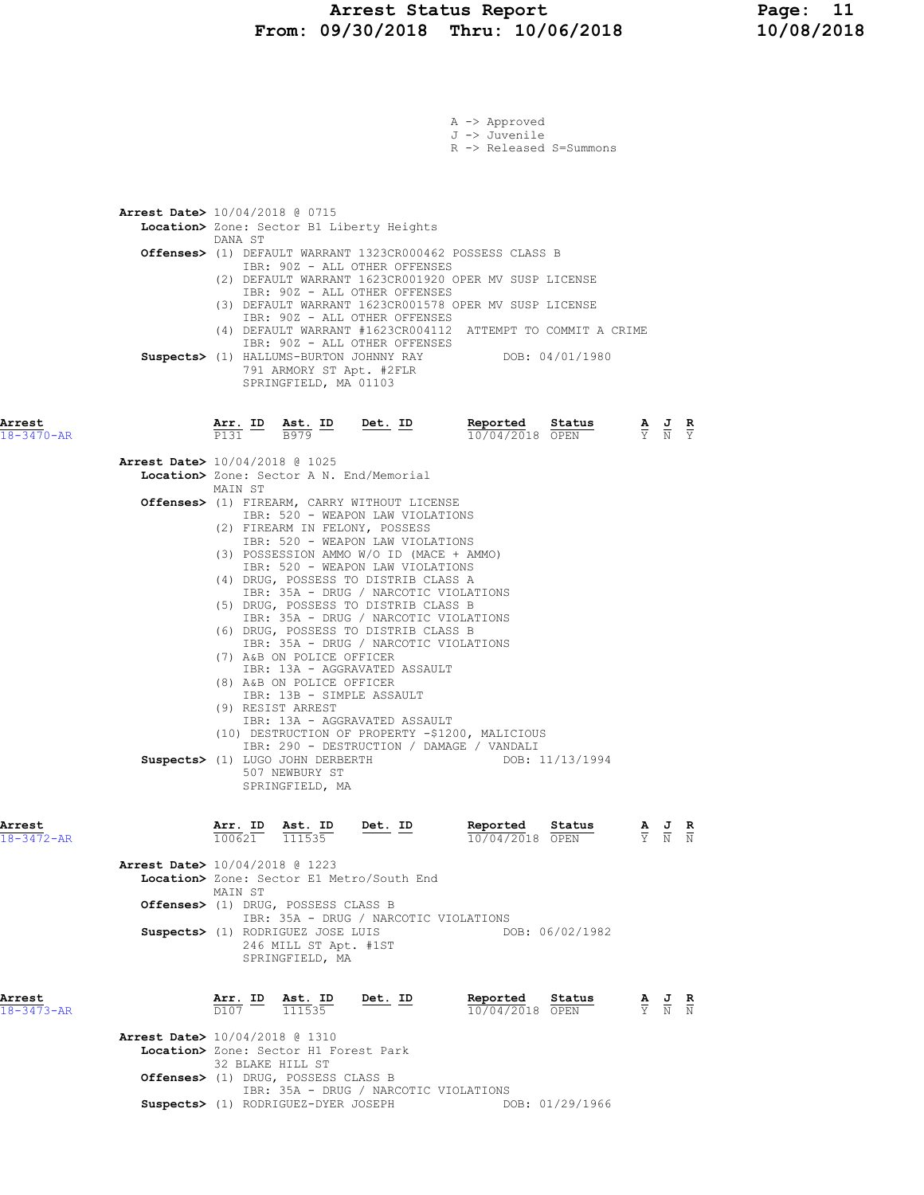A -> Approved
J -> Juvenile
R -> Released S=Summons

**Arrest Date>** 10/04/2018 @ 0715
**Location>** Zone: Sector B1 Liberty Heights
DANA ST
**Offenses>** (1) DEFAULT WARRANT 1323CR000462 POSSESS CLASS B
IBR: 90Z - ALL OTHER OFFENSES
(2) DEFAULT WARRANT 1623CR001920 OPER MV SUSP LICENSE
IBR: 90Z - ALL OTHER OFFENSES
(3) DEFAULT WARRANT 1623CR001578 OPER MV SUSP LICENSE
IBR: 90Z - ALL OTHER OFFENSES
(4) DEFAULT WARRANT #1623CR004112 ATTEMPT TO COMMIT A CRIME
IBR: 90Z - ALL OTHER OFFENSES
**Suspects>** (1) HALLUMS-BURTON JOHNNY RAY DOB: 04/01/1980
791 ARMORY ST Apt. #2FLR
SPRINGFIELD, MA 01103

| Arrest | Arr. ID | Ast. ID | Det. ID | Reported | Status | A | J | R |
|---|---|---|---|---|---|---|---|---|
| 18-3470-AR | P131 | B979 | | 10/04/2018 | OPEN | Y | N | Y |

**Arrest Date>** 10/04/2018 @ 1025
**Location>** Zone: Sector A N. End/Memorial
MAIN ST
**Offenses>** (1) FIREARM, CARRY WITHOUT LICENSE
IBR: 520 - WEAPON LAW VIOLATIONS
(2) FIREARM IN FELONY, POSSESS
IBR: 520 - WEAPON LAW VIOLATIONS
(3) POSSESSION AMMO W/O ID (MACE + AMMO)
IBR: 520 - WEAPON LAW VIOLATIONS
(4) DRUG, POSSESS TO DISTRIB CLASS A
IBR: 35A - DRUG / NARCOTIC VIOLATIONS
(5) DRUG, POSSESS TO DISTRIB CLASS B
IBR: 35A - DRUG / NARCOTIC VIOLATIONS
(6) DRUG, POSSESS TO DISTRIB CLASS B
IBR: 35A - DRUG / NARCOTIC VIOLATIONS
(7) A&B ON POLICE OFFICER
IBR: 13A - AGGRAVATED ASSAULT
(8) A&B ON POLICE OFFICER
IBR: 13B - SIMPLE ASSAULT
(9) RESIST ARREST
IBR: 13A - AGGRAVATED ASSAULT
(10) DESTRUCTION OF PROPERTY -$1200, MALICIOUS
IBR: 290 - DESTRUCTION / DAMAGE / VANDALI
**Suspects>** (1) LUGO JOHN DERBERTH DOB: 11/13/1994
507 NEWBURY ST
SPRINGFIELD, MA

| Arrest | Arr. ID | Ast. ID | Det. ID | Reported | Status | A | J | R |
|---|---|---|---|---|---|---|---|---|
| 18-3472-AR | 100621 | 111535 | | 10/04/2018 | OPEN | Y | N | N |

**Arrest Date>** 10/04/2018 @ 1223
**Location>** Zone: Sector E1 Metro/South End
MAIN ST
**Offenses>** (1) DRUG, POSSESS CLASS B
IBR: 35A - DRUG / NARCOTIC VIOLATIONS
**Suspects>** (1) RODRIGUEZ JOSE LUIS DOB: 06/02/1982
246 MILL ST Apt. #1ST
SPRINGFIELD, MA

| Arrest | Arr. ID | Ast. ID | Det. ID | Reported | Status | A | J | R |
|---|---|---|---|---|---|---|---|---|
| 18-3473-AR | D107 | 111535 | | 10/04/2018 | OPEN | Y | N | N |

**Arrest Date>** 10/04/2018 @ 1310
**Location>** Zone: Sector H1 Forest Park
32 BLAKE HILL ST
**Offenses>** (1) DRUG, POSSESS CLASS B
IBR: 35A - DRUG / NARCOTIC VIOLATIONS
**Suspects>** (1) RODRIGUEZ-DYER JOSEPH DOB: 01/29/1966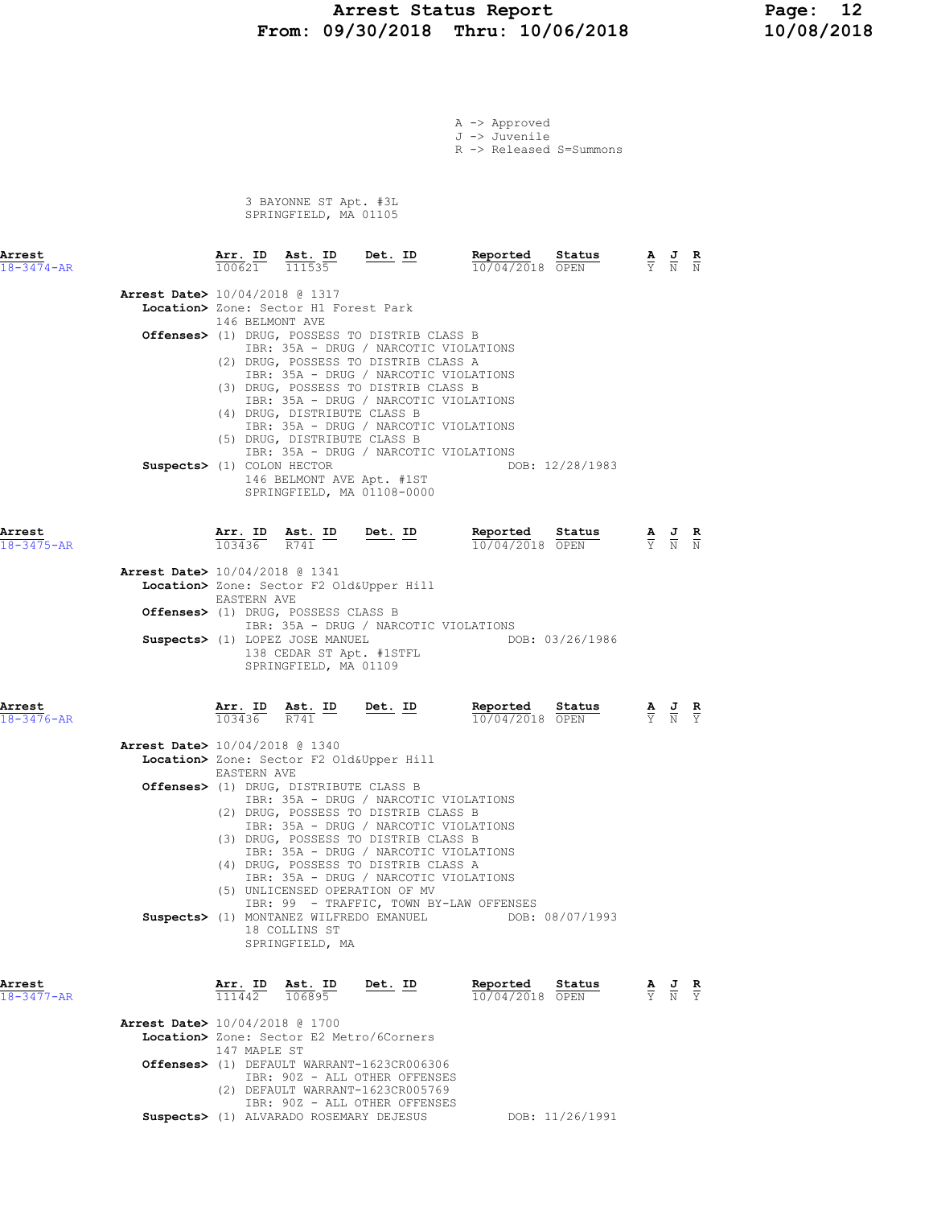A -> Approved
J -> Juvenile
R -> Released S=Summons

3 BAYONNE ST Apt. #3L
SPRINGFIELD, MA 01105

**Arrest** 18-3474-AR

| Arr. ID | Ast. ID | Det. ID | Reported | Status | A | J | R |
|---|---|---|---|---|---|---|---|
| 100621 | 111535 | | 10/04/2018 | OPEN | Y | N | N |

**Arrest Date>** 10/04/2018 @ 1317
**Location>** Zone: Sector H1 Forest Park
146 BELMONT AVE
**Offenses>** (1) DRUG, POSSESS TO DISTRIB CLASS B
IBR: 35A - DRUG / NARCOTIC VIOLATIONS
(2) DRUG, POSSESS TO DISTRIB CLASS A
IBR: 35A - DRUG / NARCOTIC VIOLATIONS
(3) DRUG, POSSESS TO DISTRIB CLASS B
IBR: 35A - DRUG / NARCOTIC VIOLATIONS
(4) DRUG, DISTRIBUTE CLASS B
IBR: 35A - DRUG / NARCOTIC VIOLATIONS
(5) DRUG, DISTRIBUTE CLASS B
IBR: 35A - DRUG / NARCOTIC VIOLATIONS
**Suspects>** (1) COLON HECTOR DOB: 12/28/1983
146 BELMONT AVE Apt. #1ST
SPRINGFIELD, MA 01108-0000

**Arrest** 18-3475-AR

| Arr. ID | Ast. ID | Det. ID | Reported | Status | A | J | R |
|---|---|---|---|---|---|---|---|
| 103436 | R741 | | 10/04/2018 | OPEN | Y | N | N |

**Arrest Date>** 10/04/2018 @ 1341
**Location>** Zone: Sector F2 Old&Upper Hill
EASTERN AVE
**Offenses>** (1) DRUG, POSSESS CLASS B
IBR: 35A - DRUG / NARCOTIC VIOLATIONS
**Suspects>** (1) LOPEZ JOSE MANUEL DOB: 03/26/1986
138 CEDAR ST Apt. #1STFL
SPRINGFIELD, MA 01109

**Arrest** 18-3476-AR

| Arr. ID | Ast. ID | Det. ID | Reported | Status | A | J | R |
|---|---|---|---|---|---|---|---|
| 103436 | R741 | | 10/04/2018 | OPEN | Y | N | Y |

**Arrest Date>** 10/04/2018 @ 1340
**Location>** Zone: Sector F2 Old&Upper Hill
EASTERN AVE
**Offenses>** (1) DRUG, DISTRIBUTE CLASS B
IBR: 35A - DRUG / NARCOTIC VIOLATIONS
(2) DRUG, POSSESS TO DISTRIB CLASS B
IBR: 35A - DRUG / NARCOTIC VIOLATIONS
(3) DRUG, POSSESS TO DISTRIB CLASS B
IBR: 35A - DRUG / NARCOTIC VIOLATIONS
(4) DRUG, POSSESS TO DISTRIB CLASS A
IBR: 35A - DRUG / NARCOTIC VIOLATIONS
(5) UNLICENSED OPERATION OF MV
IBR: 99 - TRAFFIC, TOWN BY-LAW OFFENSES
**Suspects>** (1) MONTANEZ WILFREDO EMANUEL DOB: 08/07/1993
18 COLLINS ST
SPRINGFIELD, MA

**Arrest** 18-3477-AR

| Arr. ID | Ast. ID | Det. ID | Reported | Status | A | J | R |
|---|---|---|---|---|---|---|---|
| 111442 | 106895 | | 10/04/2018 | OPEN | Y | N | Y |

**Arrest Date>** 10/04/2018 @ 1700
**Location>** Zone: Sector E2 Metro/6Corners
147 MAPLE ST
**Offenses>** (1) DEFAULT WARRANT-1623CR006306
IBR: 90Z - ALL OTHER OFFENSES
(2) DEFAULT WARRANT-1623CR005769
IBR: 90Z - ALL OTHER OFFENSES
**Suspects>** (1) ALVARADO ROSEMARY DEJESUS DOB: 11/26/1991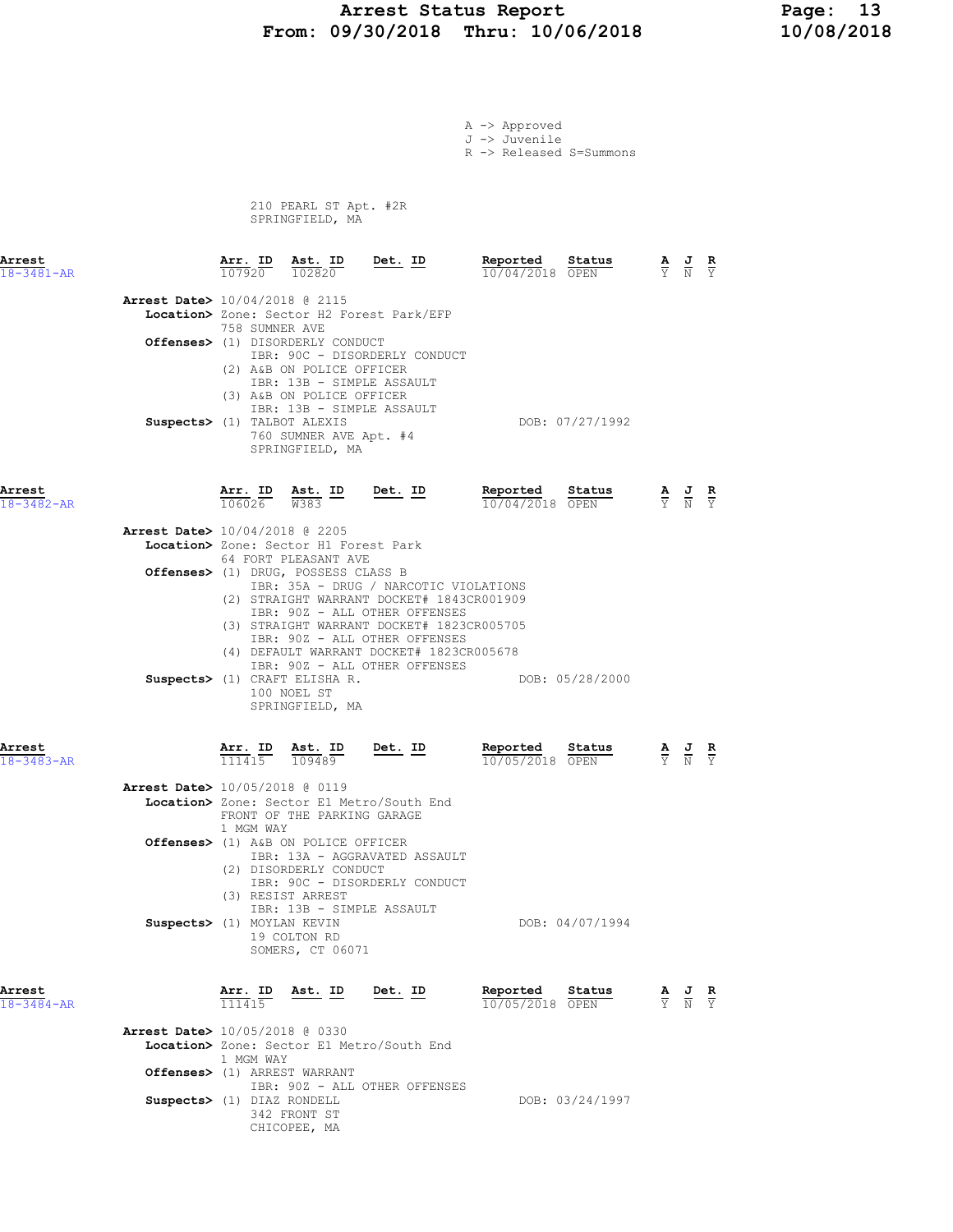A -> Approved
J -> Juvenile
R -> Released S=Summons

210 PEARL ST Apt. #2R
SPRINGFIELD, MA

| Arrest | Arr. ID | Ast. ID | Det. ID | Reported | Status | A | J | R |
|---|---|---|---|---|---|---|---|---|
| 18-3481-AR | 107920 | 102820 | | 10/04/2018 | OPEN | Y | N | Y |

**Arrest Date>** 10/04/2018 @ 2115
**Location>** Zone: Sector H2 Forest Park/EFP
758 SUMNER AVE
**Offenses>** (1) DISORDERLY CONDUCT
IBR: 90C - DISORDERLY CONDUCT
(2) A&B ON POLICE OFFICER
IBR: 13B - SIMPLE ASSAULT
(3) A&B ON POLICE OFFICER
IBR: 13B - SIMPLE ASSAULT
**Suspects>** (1) TALBOT ALEXIS — DOB: 07/27/1992
760 SUMNER AVE Apt. #4
SPRINGFIELD, MA

| Arrest | Arr. ID | Ast. ID | Det. ID | Reported | Status | A | J | R |
|---|---|---|---|---|---|---|---|---|
| 18-3482-AR | 106026 | W383 | | 10/04/2018 | OPEN | Y | N | Y |

**Arrest Date>** 10/04/2018 @ 2205
**Location>** Zone: Sector H1 Forest Park
64 FORT PLEASANT AVE
**Offenses>** (1) DRUG, POSSESS CLASS B
IBR: 35A - DRUG / NARCOTIC VIOLATIONS
(2) STRAIGHT WARRANT DOCKET# 1843CR001909
IBR: 90Z - ALL OTHER OFFENSES
(3) STRAIGHT WARRANT DOCKET# 1823CR005705
IBR: 90Z - ALL OTHER OFFENSES
(4) DEFAULT WARRANT DOCKET# 1823CR005678
IBR: 90Z - ALL OTHER OFFENSES
**Suspects>** (1) CRAFT ELISHA R. — DOB: 05/28/2000
100 NOEL ST
SPRINGFIELD, MA

| Arrest | Arr. ID | Ast. ID | Det. ID | Reported | Status | A | J | R |
|---|---|---|---|---|---|---|---|---|
| 18-3483-AR | 111415 | 109489 | | 10/05/2018 | OPEN | Y | N | Y |

**Arrest Date>** 10/05/2018 @ 0119
**Location>** Zone: Sector E1 Metro/South End
FRONT OF THE PARKING GARAGE
1 MGM WAY
**Offenses>** (1) A&B ON POLICE OFFICER
IBR: 13A - AGGRAVATED ASSAULT
(2) DISORDERLY CONDUCT
IBR: 90C - DISORDERLY CONDUCT
(3) RESIST ARREST
IBR: 13B - SIMPLE ASSAULT
**Suspects>** (1) MOYLAN KEVIN — DOB: 04/07/1994
19 COLTON RD
SOMERS, CT 06071

| Arrest | Arr. ID | Ast. ID | Det. ID | Reported | Status | A | J | R |
|---|---|---|---|---|---|---|---|---|
| 18-3484-AR | 111415 | | | 10/05/2018 | OPEN | Y | N | Y |

**Arrest Date>** 10/05/2018 @ 0330
**Location>** Zone: Sector E1 Metro/South End
1 MGM WAY
**Offenses>** (1) ARREST WARRANT
IBR: 90Z - ALL OTHER OFFENSES
**Suspects>** (1) DIAZ RONDELL — DOB: 03/24/1997
342 FRONT ST
CHICOPEE, MA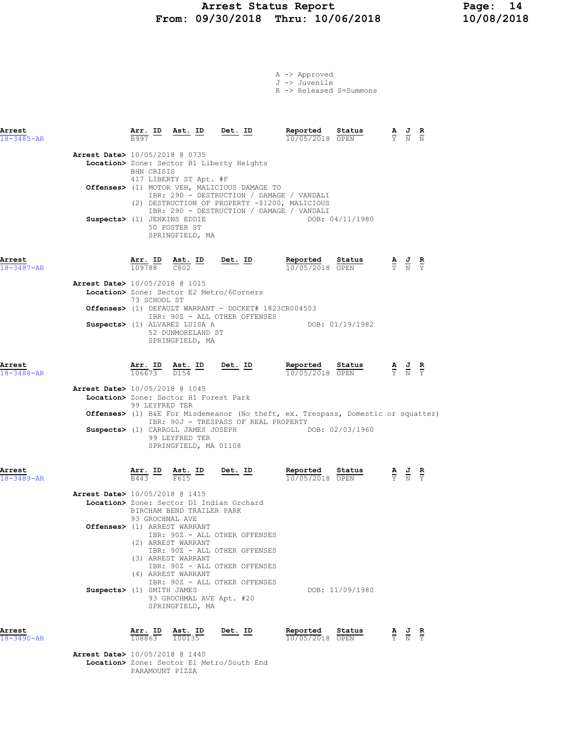A -> Approved
J -> Juvenile
R -> Released S=Summons

| Arrest | Arr. ID | Ast. ID | Det. ID | Reported | Status | A | J | R |
|---|---|---|---|---|---|---|---|---|
| 18-3485-AR | B997 | | | 10/05/2018 | OPEN | Y | N | N |

**Arrest Date>** 10/05/2018 @ 0735
**Location>** Zone: Sector B1 Liberty Heights
BHN CRISIS
417 LIBERTY ST Apt. #F
**Offenses>** (1) MOTOR VEH, MALICIOUS DAMAGE TO
IBR: 290 - DESTRUCTION / DAMAGE / VANDALI
(2) DESTRUCTION OF PROPERTY -$1200, MALICIOUS
IBR: 290 - DESTRUCTION / DAMAGE / VANDALI
**Suspects>** (1) JENKINS EDDIE DOB: 04/11/1980
50 FOSTER ST
SPRINGFIELD, MA

| Arrest | Arr. ID | Ast. ID | Det. ID | Reported | Status | A | J | R |
|---|---|---|---|---|---|---|---|---|
| 18-3487-AR | 109788 | C802 | | 10/05/2018 | OPEN | Y | N | Y |

**Arrest Date>** 10/05/2018 @ 1015
**Location>** Zone: Sector E2 Metro/6Corners
73 SCHOOL ST
**Offenses>** (1) DEFAULT WARRANT - DOCKET# 1823CR004503
IBR: 90Z - ALL OTHER OFFENSES
**Suspects>** (1) ALVAREZ LUISA A DOB: 01/19/1982
52 DUNMORELAND ST
SPRINGFIELD, MA

| Arrest | Arr. ID | Ast. ID | Det. ID | Reported | Status | A | J | R |
|---|---|---|---|---|---|---|---|---|
| 18-3488-AR | 106673 | D154 | | 10/05/2018 | OPEN | Y | N | Y |

**Arrest Date>** 10/05/2018 @ 1045
**Location>** Zone: Sector H1 Forest Park
99 LEYFRED TER
**Offenses>** (1) B&E For Misdemeanor (No theft, ex. Trespass, Domestic or squatter)
IBR: 90J - TRESPASS OF REAL PROPERTY
**Suspects>** (1) CARROLL JAMES JOSEPH DOB: 02/03/1960
99 LEYFRED TER
SPRINGFIELD, MA 01108

| Arrest | Arr. ID | Ast. ID | Det. ID | Reported | Status | A | J | R |
|---|---|---|---|---|---|---|---|---|
| 18-3489-AR | B443 | F615 | | 10/05/2018 | OPEN | Y | N | Y |

**Arrest Date>** 10/05/2018 @ 1415
**Location>** Zone: Sector D1 Indian Orchard
BIRCHAM BEND TRAILER PARK
93 GROCHMAL AVE
**Offenses>** (1) ARREST WARRANT
IBR: 90Z - ALL OTHER OFFENSES
(2) ARREST WARRANT
IBR: 90Z - ALL OTHER OFFENSES
(3) ARREST WARRANT
IBR: 90Z - ALL OTHER OFFENSES
(4) ARREST WARRANT
IBR: 90Z - ALL OTHER OFFENSES
**Suspects>** (1) SMITH JAMES DOB: 11/09/1980
93 GROCHMAL AVE Apt. #20
SPRINGFIELD, MA

| Arrest | Arr. ID | Ast. ID | Det. ID | Reported | Status | A | J | R |
|---|---|---|---|---|---|---|---|---|
| 18-3490-AR | 108863 | 100135 | | 10/05/2018 | OPEN | Y | N | Y |

**Arrest Date>** 10/05/2018 @ 1440
**Location>** Zone: Sector E1 Metro/South End
PARAMOUNT PIZZA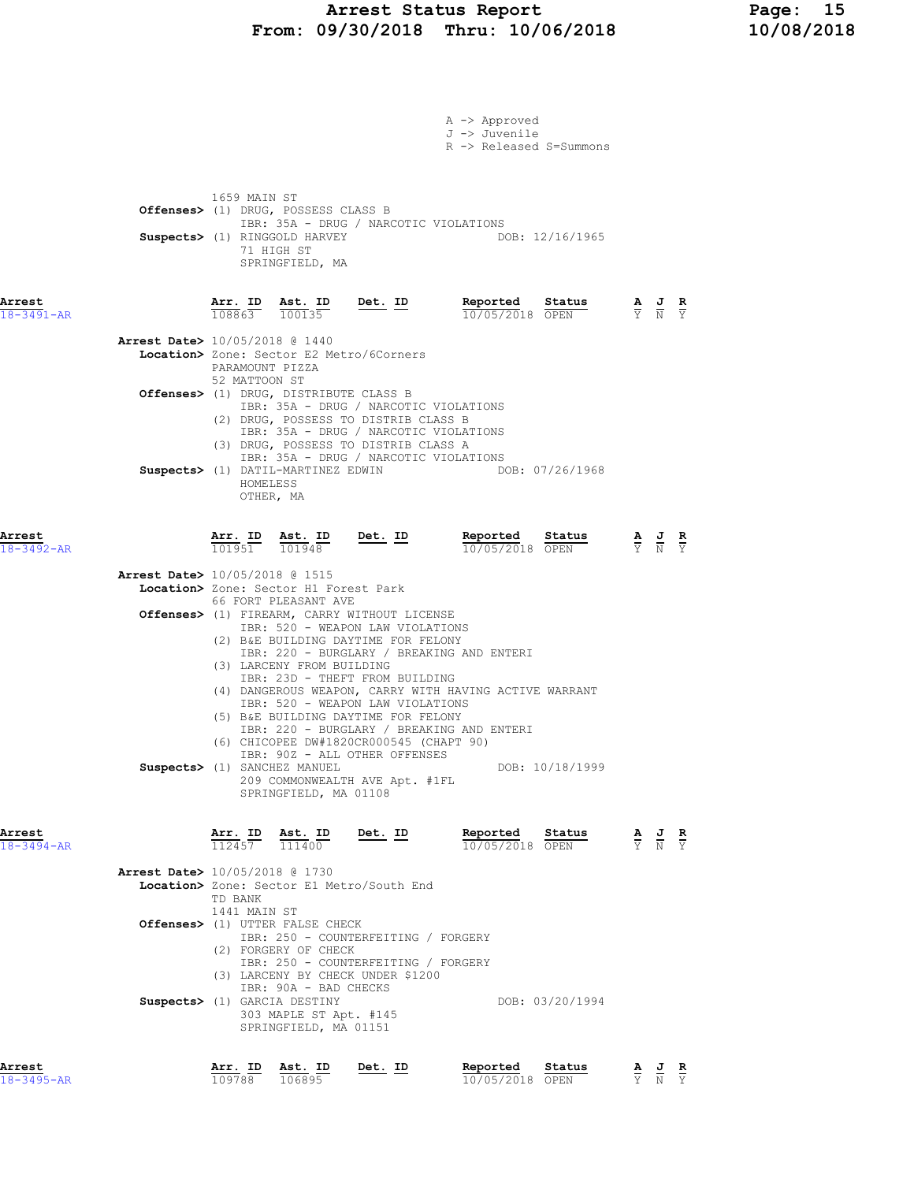A -> Approved
J -> Juvenile
R -> Released S=Summons

1659 MAIN ST
**Offenses>** (1) DRUG, POSSESS CLASS B
IBR: 35A - DRUG / NARCOTIC VIOLATIONS
**Suspects>** (1) RINGGOLD HARVEY DOB: 12/16/1965
71 HIGH ST
SPRINGFIELD, MA

| Arrest | Arr. ID | Ast. ID | Det. ID | Reported | Status | A | J | R |
|---|---|---|---|---|---|---|---|---|
| 18-3491-AR | 108863 | 100135 | | 10/05/2018 | OPEN | Y | N | Y |

**Arrest Date>** 10/05/2018 @ 1440
**Location>** Zone: Sector E2 Metro/6Corners
PARAMOUNT PIZZA
52 MATTOON ST
**Offenses>** (1) DRUG, DISTRIBUTE CLASS B
IBR: 35A - DRUG / NARCOTIC VIOLATIONS
(2) DRUG, POSSESS TO DISTRIB CLASS B
IBR: 35A - DRUG / NARCOTIC VIOLATIONS
(3) DRUG, POSSESS TO DISTRIB CLASS A
IBR: 35A - DRUG / NARCOTIC VIOLATIONS
**Suspects>** (1) DATIL-MARTINEZ EDWIN DOB: 07/26/1968
HOMELESS
OTHER, MA

| Arrest | Arr. ID | Ast. ID | Det. ID | Reported | Status | A | J | R |
|---|---|---|---|---|---|---|---|---|
| 18-3492-AR | 101951 | 101948 | | 10/05/2018 | OPEN | Y | N | Y |

**Arrest Date>** 10/05/2018 @ 1515
**Location>** Zone: Sector H1 Forest Park
66 FORT PLEASANT AVE
**Offenses>** (1) FIREARM, CARRY WITHOUT LICENSE
IBR: 520 - WEAPON LAW VIOLATIONS
(2) B&E BUILDING DAYTIME FOR FELONY
IBR: 220 - BURGLARY / BREAKING AND ENTERI
(3) LARCENY FROM BUILDING
IBR: 23D - THEFT FROM BUILDING
(4) DANGEROUS WEAPON, CARRY WITH HAVING ACTIVE WARRANT
IBR: 520 - WEAPON LAW VIOLATIONS
(5) B&E BUILDING DAYTIME FOR FELONY
IBR: 220 - BURGLARY / BREAKING AND ENTERI
(6) CHICOPEE DW#1820CR000545 (CHAPT 90)
IBR: 90Z - ALL OTHER OFFENSES
**Suspects>** (1) SANCHEZ MANUEL DOB: 10/18/1999
209 COMMONWEALTH AVE Apt. #1FL
SPRINGFIELD, MA 01108

| Arrest | Arr. ID | Ast. ID | Det. ID | Reported | Status | A | J | R |
|---|---|---|---|---|---|---|---|---|
| 18-3494-AR | 112457 | 111400 | | 10/05/2018 | OPEN | Y | N | Y |

**Arrest Date>** 10/05/2018 @ 1730
**Location>** Zone: Sector E1 Metro/South End
TD BANK
1441 MAIN ST
**Offenses>** (1) UTTER FALSE CHECK
IBR: 250 - COUNTERFEITING / FORGERY
(2) FORGERY OF CHECK
IBR: 250 - COUNTERFEITING / FORGERY
(3) LARCENY BY CHECK UNDER $1200
IBR: 90A - BAD CHECKS
**Suspects>** (1) GARCIA DESTINY DOB: 03/20/1994
303 MAPLE ST Apt. #145
SPRINGFIELD, MA 01151

| Arrest | Arr. ID | Ast. ID | Det. ID | Reported | Status | A | J | R |
|---|---|---|---|---|---|---|---|---|
| 18-3495-AR | 109788 | 106895 | | 10/05/2018 | OPEN | Y | N | Y |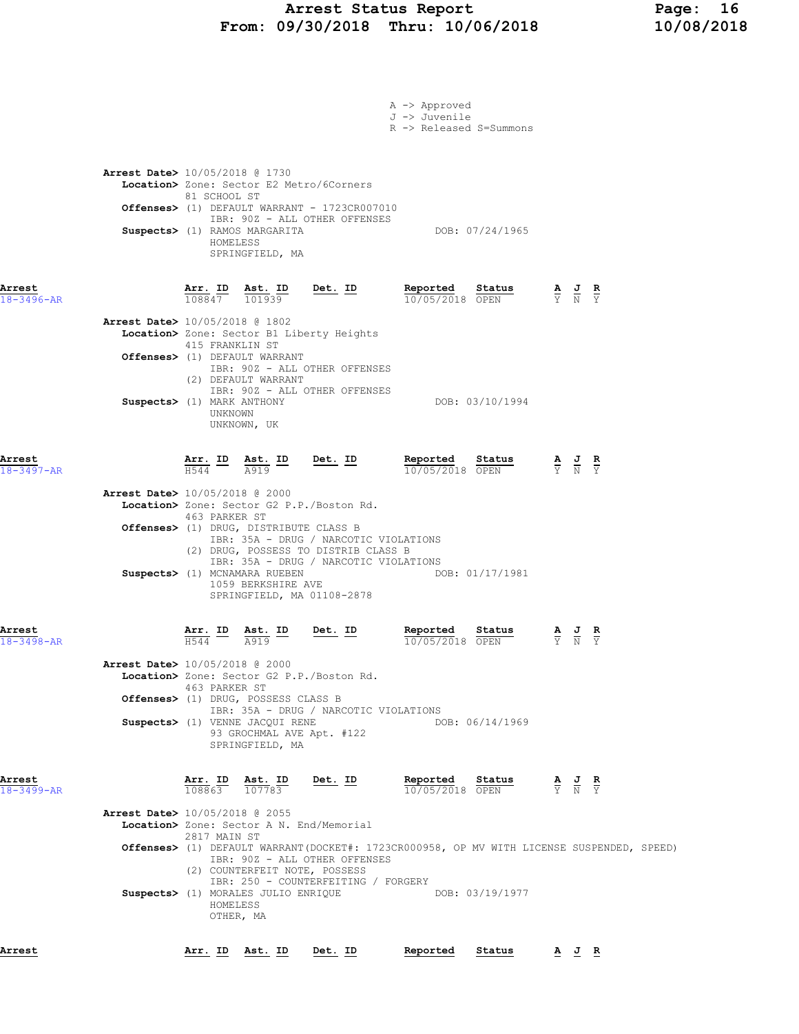A -> Approved
J -> Juvenile
R -> Released S=Summons

**Arrest Date>** 10/05/2018 @ 1730
**Location>** Zone: Sector E2 Metro/6Corners
81 SCHOOL ST
**Offenses>** (1) DEFAULT WARRANT - 1723CR007010
IBR: 90Z - ALL OTHER OFFENSES
**Suspects>** (1) RAMOS MARGARITA — DOB: 07/24/1965
HOMELESS
SPRINGFIELD, MA

| Arrest | Arr. ID | Ast. ID | Det. ID | Reported | Status | A | J | R |
|---|---|---|---|---|---|---|---|---|
| 18-3496-AR | 108847 | 101939 | | 10/05/2018 | OPEN | Y | N | Y |

**Arrest Date>** 10/05/2018 @ 1802
**Location>** Zone: Sector B1 Liberty Heights
415 FRANKLIN ST
**Offenses>** (1) DEFAULT WARRANT
IBR: 90Z - ALL OTHER OFFENSES
(2) DEFAULT WARRANT
IBR: 90Z - ALL OTHER OFFENSES
**Suspects>** (1) MARK ANTHONY — DOB: 03/10/1994
UNKNOWN
UNKNOWN, UK

| Arrest | Arr. ID | Ast. ID | Det. ID | Reported | Status | A | J | R |
|---|---|---|---|---|---|---|---|---|
| 18-3497-AR | H544 | A919 | | 10/05/2018 | OPEN | Y | N | Y |

**Arrest Date>** 10/05/2018 @ 2000
**Location>** Zone: Sector G2 P.P./Boston Rd.
463 PARKER ST
**Offenses>** (1) DRUG, DISTRIBUTE CLASS B
IBR: 35A - DRUG / NARCOTIC VIOLATIONS
(2) DRUG, POSSESS TO DISTRIB CLASS B
IBR: 35A - DRUG / NARCOTIC VIOLATIONS
**Suspects>** (1) MCNAMARA RUEBEN — DOB: 01/17/1981
1059 BERKSHIRE AVE
SPRINGFIELD, MA 01108-2878

| Arrest | Arr. ID | Ast. ID | Det. ID | Reported | Status | A | J | R |
|---|---|---|---|---|---|---|---|---|
| 18-3498-AR | H544 | A919 | | 10/05/2018 | OPEN | Y | N | Y |

**Arrest Date>** 10/05/2018 @ 2000
**Location>** Zone: Sector G2 P.P./Boston Rd.
463 PARKER ST
**Offenses>** (1) DRUG, POSSESS CLASS B
IBR: 35A - DRUG / NARCOTIC VIOLATIONS
**Suspects>** (1) VENNE JACQUI RENE — DOB: 06/14/1969
93 GROCHMAL AVE Apt. #122
SPRINGFIELD, MA

| Arrest | Arr. ID | Ast. ID | Det. ID | Reported | Status | A | J | R |
|---|---|---|---|---|---|---|---|---|
| 18-3499-AR | 108863 | 107783 | | 10/05/2018 | OPEN | Y | N | Y |

**Arrest Date>** 10/05/2018 @ 2055
**Location>** Zone: Sector A N. End/Memorial
2817 MAIN ST
**Offenses>** (1) DEFAULT WARRANT(DOCKET#: 1723CR000958, OP MV WITH LICENSE SUSPENDED, SPEED)
IBR: 90Z - ALL OTHER OFFENSES
(2) COUNTERFEIT NOTE, POSSESS
IBR: 250 - COUNTERFEITING / FORGERY
**Suspects>** (1) MORALES JULIO ENRIQUE — DOB: 03/19/1977
HOMELESS
OTHER, MA

| Arrest | Arr. ID | Ast. ID | Det. ID | Reported | Status | A | J | R |
|---|---|---|---|---|---|---|---|---|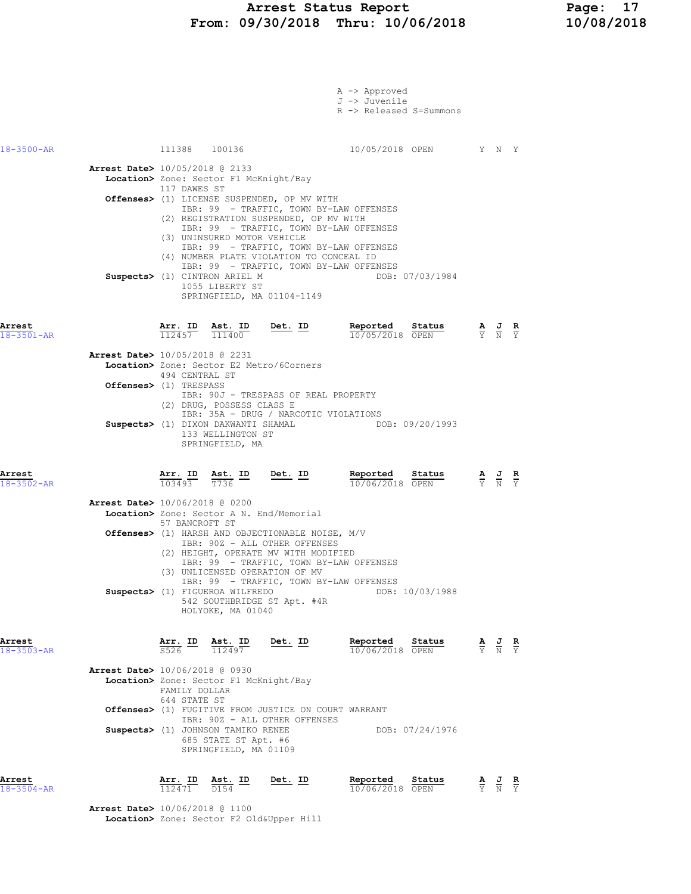A -> Approved
J -> Juvenile
R -> Released S=Summons

| Arrest | Arr. ID | Ast. ID | Det. ID | Reported | Status | A | J | R |
|---|---|---|---|---|---|---|---|---|
| 18-3500-AR | 111388 | 100136 | | 10/05/2018 | OPEN | Y | N | Y |

**Arrest Date>** 10/05/2018 @ 2133
**Location>** Zone: Sector F1 McKnight/Bay
117 DAWES ST
**Offenses>** (1) LICENSE SUSPENDED, OP MV WITH
IBR: 99 - TRAFFIC, TOWN BY-LAW OFFENSES
(2) REGISTRATION SUSPENDED, OP MV WITH
IBR: 99 - TRAFFIC, TOWN BY-LAW OFFENSES
(3) UNINSURED MOTOR VEHICLE
IBR: 99 - TRAFFIC, TOWN BY-LAW OFFENSES
(4) NUMBER PLATE VIOLATION TO CONCEAL ID
IBR: 99 - TRAFFIC, TOWN BY-LAW OFFENSES
**Suspects>** (1) CINTRON ARIEL M — DOB: 07/03/1984
1055 LIBERTY ST
SPRINGFIELD, MA 01104-1149

| Arrest | Arr. ID | Ast. ID | Det. ID | Reported | Status | A | J | R |
|---|---|---|---|---|---|---|---|---|
| 18-3501-AR | 112457 | 111400 | | 10/05/2018 | OPEN | Y | N | Y |

**Arrest Date>** 10/05/2018 @ 2231
**Location>** Zone: Sector E2 Metro/6Corners
494 CENTRAL ST
**Offenses>** (1) TRESPASS
IBR: 90J - TRESPASS OF REAL PROPERTY
(2) DRUG, POSSESS CLASS E
IBR: 35A - DRUG / NARCOTIC VIOLATIONS
**Suspects>** (1) DIXON DAKWANTI SHAMAL — DOB: 09/20/1993
133 WELLINGTON ST
SPRINGFIELD, MA

| Arrest | Arr. ID | Ast. ID | Det. ID | Reported | Status | A | J | R |
|---|---|---|---|---|---|---|---|---|
| 18-3502-AR | 103493 | T736 | | 10/06/2018 | OPEN | Y | N | Y |

**Arrest Date>** 10/06/2018 @ 0200
**Location>** Zone: Sector A N. End/Memorial
57 BANCROFT ST
**Offenses>** (1) HARSH AND OBJECTIONABLE NOISE, M/V
IBR: 90Z - ALL OTHER OFFENSES
(2) HEIGHT, OPERATE MV WITH MODIFIED
IBR: 99 - TRAFFIC, TOWN BY-LAW OFFENSES
(3) UNLICENSED OPERATION OF MV
IBR: 99 - TRAFFIC, TOWN BY-LAW OFFENSES
**Suspects>** (1) FIGUEROA WILFREDO — DOB: 10/03/1988
542 SOUTHBRIDGE ST Apt. #4R
HOLYOKE, MA 01040

| Arrest | Arr. ID | Ast. ID | Det. ID | Reported | Status | A | J | R |
|---|---|---|---|---|---|---|---|---|
| 18-3503-AR | S526 | 112497 | | 10/06/2018 | OPEN | Y | N | Y |

**Arrest Date>** 10/06/2018 @ 0930
**Location>** Zone: Sector F1 McKnight/Bay
FAMILY DOLLAR
644 STATE ST
**Offenses>** (1) FUGITIVE FROM JUSTICE ON COURT WARRANT
IBR: 90Z - ALL OTHER OFFENSES
**Suspects>** (1) JOHNSON TAMIKO RENEE — DOB: 07/24/1976
685 STATE ST Apt. #6
SPRINGFIELD, MA 01109

| Arrest | Arr. ID | Ast. ID | Det. ID | Reported | Status | A | J | R |
|---|---|---|---|---|---|---|---|---|
| 18-3504-AR | 112471 | D154 | | 10/06/2018 | OPEN | Y | N | Y |

**Arrest Date>** 10/06/2018 @ 1100
**Location>** Zone: Sector F2 Old&Upper Hill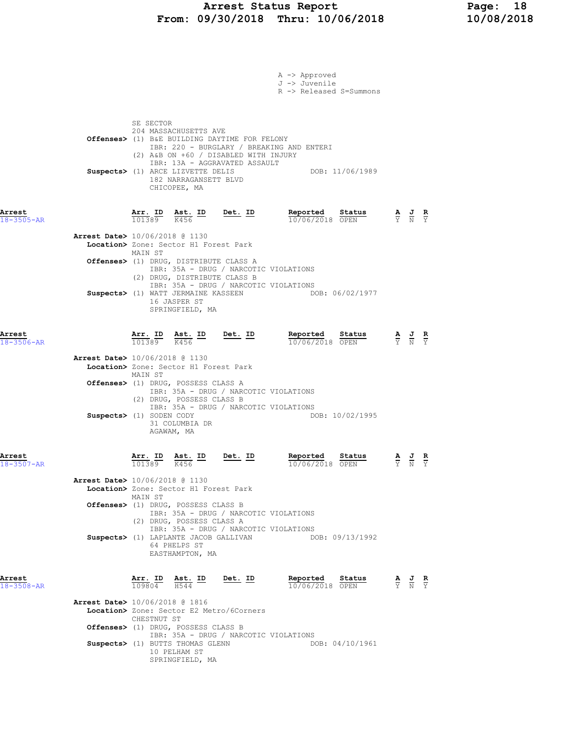A -> Approved
J -> Juvenile
R -> Released S=Summons

SE SECTOR
204 MASSACHUSETTS AVE

**Offenses>** (1) B&E BUILDING DAYTIME FOR FELONY
IBR: 220 - BURGLARY / BREAKING AND ENTERI
(2) A&B ON +60 / DISABLED WITH INJURY
IBR: 13A - AGGRAVATED ASSAULT

**Suspects>** (1) ARCE LIZVETTE DELIS — DOB: 11/06/1989
182 NARRAGANSETT BLVD
CHICOPEE, MA

---

| Arrest | Arr. ID | Ast. ID | Det. ID | Reported | Status | A | J | R |
|---|---|---|---|---|---|---|---|---|
| 18-3505-AR | 101389 | K456 | | 10/06/2018 | OPEN | Y | N | Y |

**Arrest Date>** 10/06/2018 @ 1130
**Location>** Zone: Sector H1 Forest Park
MAIN ST

**Offenses>** (1) DRUG, DISTRIBUTE CLASS A
IBR: 35A - DRUG / NARCOTIC VIOLATIONS
(2) DRUG, DISTRIBUTE CLASS B
IBR: 35A - DRUG / NARCOTIC VIOLATIONS

**Suspects>** (1) WATT JERMAINE KASSEEN — DOB: 06/02/1977
16 JASPER ST
SPRINGFIELD, MA

---

| Arrest | Arr. ID | Ast. ID | Det. ID | Reported | Status | A | J | R |
|---|---|---|---|---|---|---|---|---|
| 18-3506-AR | 101389 | K456 | | 10/06/2018 | OPEN | Y | N | Y |

**Arrest Date>** 10/06/2018 @ 1130
**Location>** Zone: Sector H1 Forest Park
MAIN ST

**Offenses>** (1) DRUG, POSSESS CLASS A
IBR: 35A - DRUG / NARCOTIC VIOLATIONS
(2) DRUG, POSSESS CLASS B
IBR: 35A - DRUG / NARCOTIC VIOLATIONS

**Suspects>** (1) SODEN CODY — DOB: 10/02/1995
31 COLUMBIA DR
AGAWAM, MA

---

| Arrest | Arr. ID | Ast. ID | Det. ID | Reported | Status | A | J | R |
|---|---|---|---|---|---|---|---|---|
| 18-3507-AR | 101389 | K456 | | 10/06/2018 | OPEN | Y | N | Y |

**Arrest Date>** 10/06/2018 @ 1130
**Location>** Zone: Sector H1 Forest Park
MAIN ST

**Offenses>** (1) DRUG, POSSESS CLASS B
IBR: 35A - DRUG / NARCOTIC VIOLATIONS
(2) DRUG, POSSESS CLASS A
IBR: 35A - DRUG / NARCOTIC VIOLATIONS

**Suspects>** (1) LAPLANTE JACOB GALLIVAN — DOB: 09/13/1992
64 PHELPS ST
EASTHAMPTON, MA

---

| Arrest | Arr. ID | Ast. ID | Det. ID | Reported | Status | A | J | R |
|---|---|---|---|---|---|---|---|---|
| 18-3508-AR | 109804 | H544 | | 10/06/2018 | OPEN | Y | N | Y |

**Arrest Date>** 10/06/2018 @ 1816
**Location>** Zone: Sector E2 Metro/6Corners
CHESTNUT ST

**Offenses>** (1) DRUG, POSSESS CLASS B
IBR: 35A - DRUG / NARCOTIC VIOLATIONS

**Suspects>** (1) BUTTS THOMAS GLENN — DOB: 04/10/1961
10 PELHAM ST
SPRINGFIELD, MA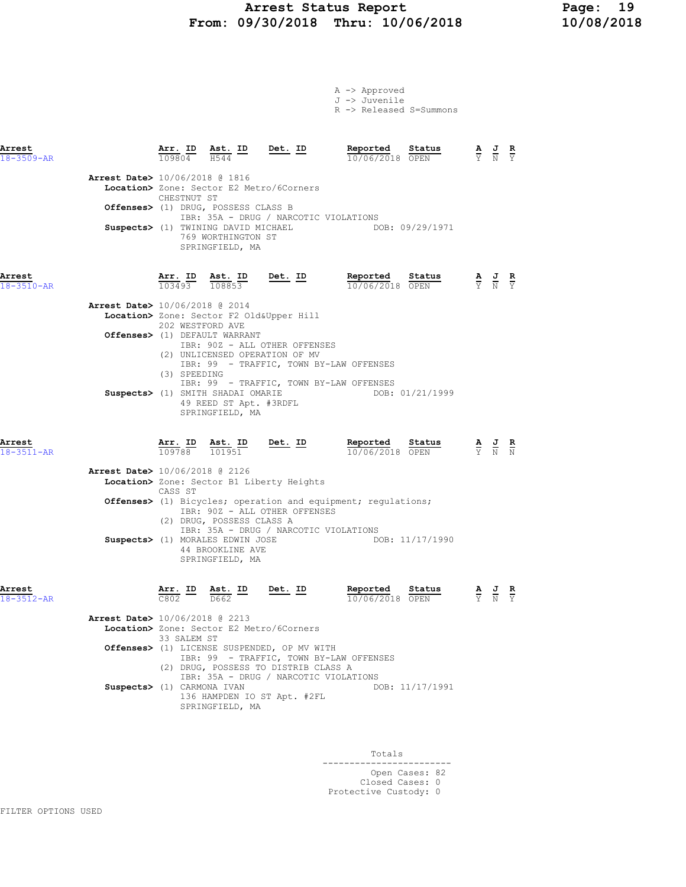# Arrest Status Report
## From: 09/30/2018 Thru: 10/06/2018

A -> Approved
J -> Juvenile
R -> Released S=Summons

| Arrest | Arr. ID | Ast. ID | Det. ID | Reported | Status | A | J | R |
|---|---|---|---|---|---|---|---|---|
| 18-3509-AR | 109804 | H544 | | 10/06/2018 | OPEN | Y | N | Y |

**Arrest Date>** 10/06/2018 @ 1816
**Location>** Zone: Sector E2 Metro/6Corners
CHESTNUT ST
**Offenses>** (1) DRUG, POSSESS CLASS B
IBR: 35A - DRUG / NARCOTIC VIOLATIONS
**Suspects>** (1) TWINING DAVID MICHAEL DOB: 09/29/1971
769 WORTHINGTON ST
SPRINGFIELD, MA

| Arrest | Arr. ID | Ast. ID | Det. ID | Reported | Status | A | J | R |
|---|---|---|---|---|---|---|---|---|
| 18-3510-AR | 103493 | 108853 | | 10/06/2018 | OPEN | Y | N | Y |

**Arrest Date>** 10/06/2018 @ 2014
**Location>** Zone: Sector F2 Old&Upper Hill
202 WESTFORD AVE
**Offenses>** (1) DEFAULT WARRANT
IBR: 90Z - ALL OTHER OFFENSES
(2) UNLICENSED OPERATION OF MV
IBR: 99 - TRAFFIC, TOWN BY-LAW OFFENSES
(3) SPEEDING
IBR: 99 - TRAFFIC, TOWN BY-LAW OFFENSES
**Suspects>** (1) SMITH SHADAI OMARIE DOB: 01/21/1999
49 REED ST Apt. #3RDFL
SPRINGFIELD, MA

| Arrest | Arr. ID | Ast. ID | Det. ID | Reported | Status | A | J | R |
|---|---|---|---|---|---|---|---|---|
| 18-3511-AR | 109788 | 101951 | | 10/06/2018 | OPEN | Y | N | N |

**Arrest Date>** 10/06/2018 @ 2126
**Location>** Zone: Sector B1 Liberty Heights
CASS ST
**Offenses>** (1) Bicycles; operation and equipment; regulations;
IBR: 90Z - ALL OTHER OFFENSES
(2) DRUG, POSSESS CLASS A
IBR: 35A - DRUG / NARCOTIC VIOLATIONS
**Suspects>** (1) MORALES EDWIN JOSE DOB: 11/17/1990
44 BROOKLINE AVE
SPRINGFIELD, MA

| Arrest | Arr. ID | Ast. ID | Det. ID | Reported | Status | A | J | R |
|---|---|---|---|---|---|---|---|---|
| 18-3512-AR | C802 | D662 | | 10/06/2018 | OPEN | Y | N | Y |

**Arrest Date>** 10/06/2018 @ 2213
**Location>** Zone: Sector E2 Metro/6Corners
33 SALEM ST
**Offenses>** (1) LICENSE SUSPENDED, OP MV WITH
IBR: 99 - TRAFFIC, TOWN BY-LAW OFFENSES
(2) DRUG, POSSESS TO DISTRIB CLASS A
IBR: 35A - DRUG / NARCOTIC VIOLATIONS
**Suspects>** (1) CARMONA IVAN DOB: 11/17/1991
136 HAMPDEN IO ST Apt. #2FL
SPRINGFIELD, MA

**Totals**

Open Cases: 82
Closed Cases: 0
Protective Custody: 0

FILTER OPTIONS USED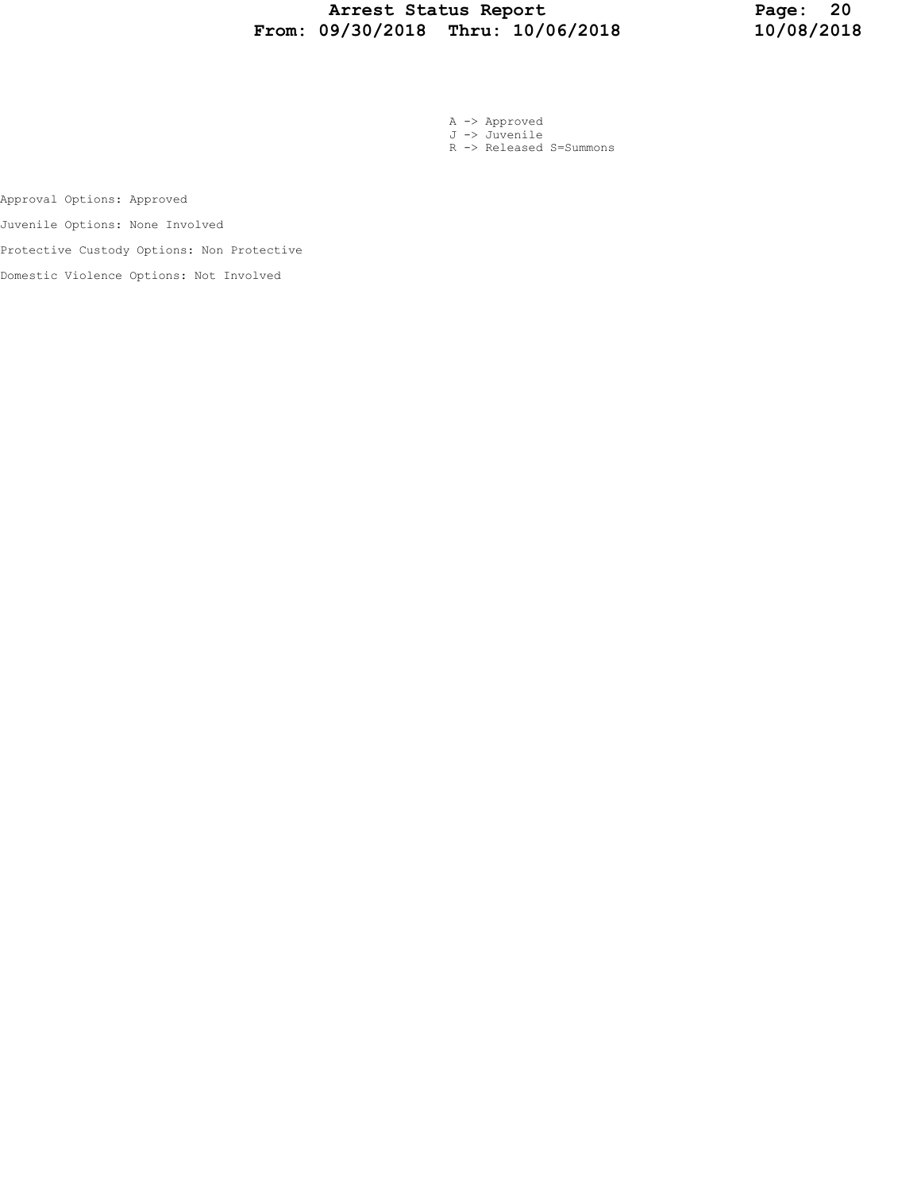A -> Approved
J -> Juvenile
R -> Released S=Summons

Approval Options: Approved

Juvenile Options: None Involved

Protective Custody Options: Non Protective

Domestic Violence Options: Not Involved